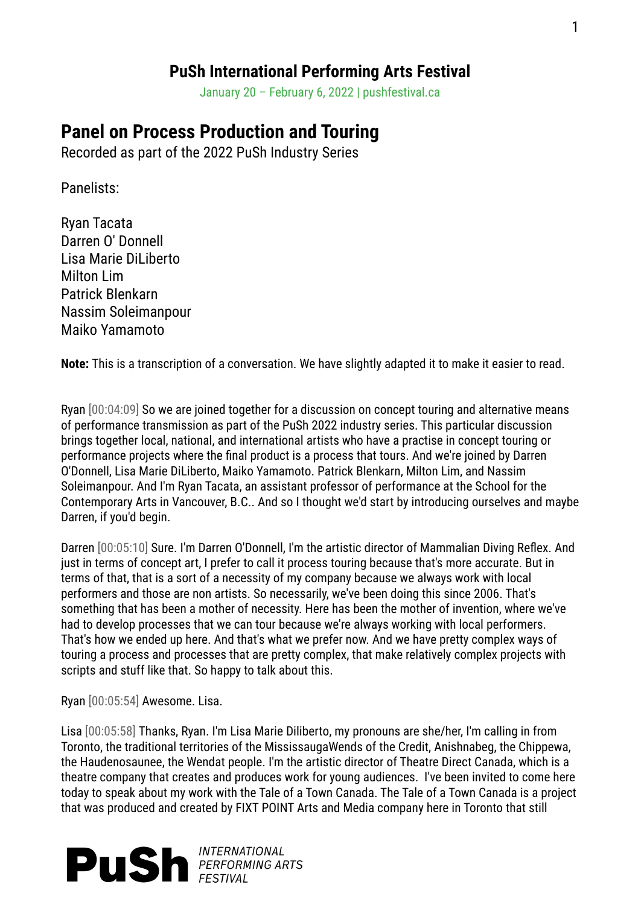## PuSh International Performing Arts Festival

January 20 – February 6, 2022 | pushfestival.ca

# Panel on Process Production and Touring

Recorded as part of the 2022 PuSh Industry Series

Panelists:

Ryan Tacata
Darren O' Donnell
Lisa Marie DiLiberto
Milton Lim
Patrick Blenkarn
Nassim Soleimanpour
Maiko Yamamoto

**Note:** This is a transcription of a conversation. We have slightly adapted it to make it easier to read.

Ryan [00:04:09] So we are joined together for a discussion on concept touring and alternative means of performance transmission as part of the PuSh 2022 industry series. This particular discussion brings together local, national, and international artists who have a practise in concept touring or performance projects where the final product is a process that tours. And we're joined by Darren O'Donnell, Lisa Marie DiLiberto, Maiko Yamamoto. Patrick Blenkarn, Milton Lim, and Nassim Soleimanpour. And I'm Ryan Tacata, an assistant professor of performance at the School for the Contemporary Arts in Vancouver, B.C.. And so I thought we'd start by introducing ourselves and maybe Darren, if you'd begin.

Darren [00:05:10] Sure. I'm Darren O'Donnell, I'm the artistic director of Mammalian Diving Reflex. And just in terms of concept art, I prefer to call it process touring because that's more accurate. But in terms of that, that is a sort of a necessity of my company because we always work with local performers and those are non artists. So necessarily, we've been doing this since 2006. That's something that has been a mother of necessity. Here has been the mother of invention, where we've had to develop processes that we can tour because we're always working with local performers. That's how we ended up here. And that's what we prefer now. And we have pretty complex ways of touring a process and processes that are pretty complex, that make relatively complex projects with scripts and stuff like that. So happy to talk about this.

Ryan [00:05:54] Awesome. Lisa.

Lisa [00:05:58] Thanks, Ryan. I'm Lisa Marie Diliberto, my pronouns are she/her, I'm calling in from Toronto, the traditional territories of the MississaugaWends of the Credit, Anishnabeg, the Chippewa, the Haudenosaunee, the Wendat people. I'm the artistic director of Theatre Direct Canada, which is a theatre company that creates and produces work for young audiences. I've been invited to come here today to speak about my work with the Tale of a Town Canada. The Tale of a Town Canada is a project that was produced and created by FIXT POINT Arts and Media company here in Toronto that still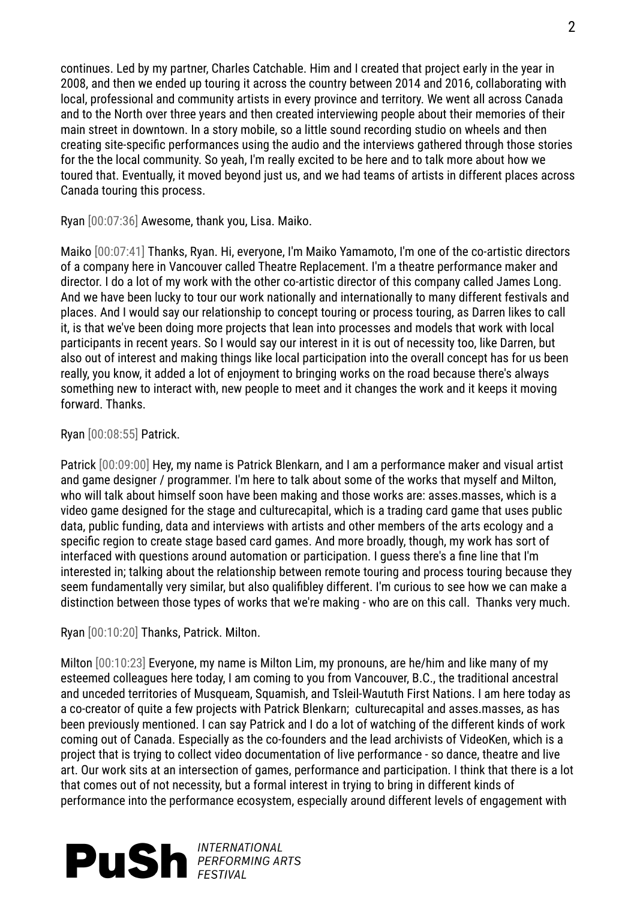continues. Led by my partner, Charles Catchable. Him and I created that project early in the year in 2008, and then we ended up touring it across the country between 2014 and 2016, collaborating with local, professional and community artists in every province and territory. We went all across Canada and to the North over three years and then created interviewing people about their memories of their main street in downtown. In a story mobile, so a little sound recording studio on wheels and then creating site-specific performances using the audio and the interviews gathered through those stories for the the local community. So yeah, I'm really excited to be here and to talk more about how we toured that. Eventually, it moved beyond just us, and we had teams of artists in different places across Canada touring this process.

Ryan [00:07:36] Awesome, thank you, Lisa. Maiko.

Maiko [00:07:41] Thanks, Ryan. Hi, everyone, I'm Maiko Yamamoto, I'm one of the co-artistic directors of a company here in Vancouver called Theatre Replacement. I'm a theatre performance maker and director. I do a lot of my work with the other co-artistic director of this company called James Long. And we have been lucky to tour our work nationally and internationally to many different festivals and places. And I would say our relationship to concept touring or process touring, as Darren likes to call it, is that we've been doing more projects that lean into processes and models that work with local participants in recent years. So I would say our interest in it is out of necessity too, like Darren, but also out of interest and making things like local participation into the overall concept has for us been really, you know, it added a lot of enjoyment to bringing works on the road because there's always something new to interact with, new people to meet and it changes the work and it keeps it moving forward. Thanks.

Ryan [00:08:55] Patrick.

Patrick [00:09:00] Hey, my name is Patrick Blenkarn, and I am a performance maker and visual artist and game designer / programmer. I'm here to talk about some of the works that myself and Milton, who will talk about himself soon have been making and those works are: asses.masses, which is a video game designed for the stage and culturecapital, which is a trading card game that uses public data, public funding, data and interviews with artists and other members of the arts ecology and a specific region to create stage based card games. And more broadly, though, my work has sort of interfaced with questions around automation or participation. I guess there's a fine line that I'm interested in; talking about the relationship between remote touring and process touring because they seem fundamentally very similar, but also qualifibley different. I'm curious to see how we can make a distinction between those types of works that we're making - who are on this call. Thanks very much.

Ryan [00:10:20] Thanks, Patrick. Milton.

Milton [00:10:23] Everyone, my name is Milton Lim, my pronouns, are he/him and like many of my esteemed colleagues here today, I am coming to you from Vancouver, B.C., the traditional ancestral and unceded territories of Musqueam, Squamish, and Tsleil-Waututh First Nations. I am here today as a co-creator of quite a few projects with Patrick Blenkarn; culturecapital and asses.masses, as has been previously mentioned. I can say Patrick and I do a lot of watching of the different kinds of work coming out of Canada. Especially as the co-founders and the lead archivists of VideoKen, which is a project that is trying to collect video documentation of live performance - so dance, theatre and live art. Our work sits at an intersection of games, performance and participation. I think that there is a lot that comes out of not necessity, but a formal interest in trying to bring in different kinds of performance into the performance ecosystem, especially around different levels of engagement with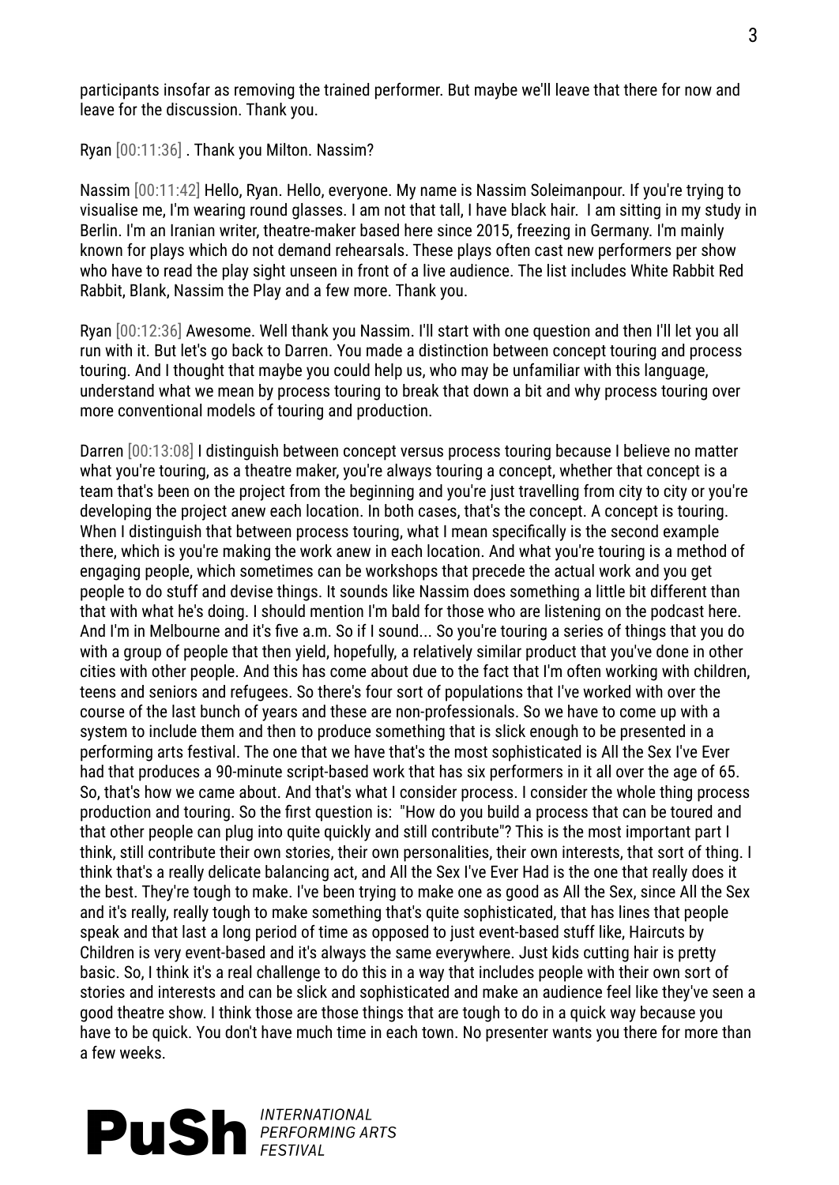participants insofar as removing the trained performer. But maybe we'll leave that there for now and leave for the discussion. Thank you.

Ryan [00:11:36] . Thank you Milton. Nassim?

Nassim [00:11:42] Hello, Ryan. Hello, everyone. My name is Nassim Soleimanpour. If you're trying to visualise me, I'm wearing round glasses. I am not that tall, I have black hair. I am sitting in my study in Berlin. I'm an Iranian writer, theatre-maker based here since 2015, freezing in Germany. I'm mainly known for plays which do not demand rehearsals. These plays often cast new performers per show who have to read the play sight unseen in front of a live audience. The list includes White Rabbit Red Rabbit, Blank, Nassim the Play and a few more. Thank you.

Ryan [00:12:36] Awesome. Well thank you Nassim. I'll start with one question and then I'll let you all run with it. But let's go back to Darren. You made a distinction between concept touring and process touring. And I thought that maybe you could help us, who may be unfamiliar with this language, understand what we mean by process touring to break that down a bit and why process touring over more conventional models of touring and production.

Darren [00:13:08] I distinguish between concept versus process touring because I believe no matter what you're touring, as a theatre maker, you're always touring a concept, whether that concept is a team that's been on the project from the beginning and you're just travelling from city to city or you're developing the project anew each location. In both cases, that's the concept. A concept is touring. When I distinguish that between process touring, what I mean specifically is the second example there, which is you're making the work anew in each location. And what you're touring is a method of engaging people, which sometimes can be workshops that precede the actual work and you get people to do stuff and devise things. It sounds like Nassim does something a little bit different than that with what he's doing. I should mention I'm bald for those who are listening on the podcast here. And I'm in Melbourne and it's five a.m. So if I sound... So you're touring a series of things that you do with a group of people that then yield, hopefully, a relatively similar product that you've done in other cities with other people. And this has come about due to the fact that I'm often working with children, teens and seniors and refugees. So there's four sort of populations that I've worked with over the course of the last bunch of years and these are non-professionals. So we have to come up with a system to include them and then to produce something that is slick enough to be presented in a performing arts festival. The one that we have that's the most sophisticated is All the Sex I've Ever had that produces a 90-minute script-based work that has six performers in it all over the age of 65. So, that's how we came about. And that's what I consider process. I consider the whole thing process production and touring. So the first question is: "How do you build a process that can be toured and that other people can plug into quite quickly and still contribute"? This is the most important part I think, still contribute their own stories, their own personalities, their own interests, that sort of thing. I think that's a really delicate balancing act, and All the Sex I've Ever Had is the one that really does it the best. They're tough to make. I've been trying to make one as good as All the Sex, since All the Sex and it's really, really tough to make something that's quite sophisticated, that has lines that people speak and that last a long period of time as opposed to just event-based stuff like, Haircuts by Children is very event-based and it's always the same everywhere. Just kids cutting hair is pretty basic. So, I think it's a real challenge to do this in a way that includes people with their own sort of stories and interests and can be slick and sophisticated and make an audience feel like they've seen a good theatre show. I think those are those things that are tough to do in a quick way because you have to be quick. You don't have much time in each town. No presenter wants you there for more than a few weeks.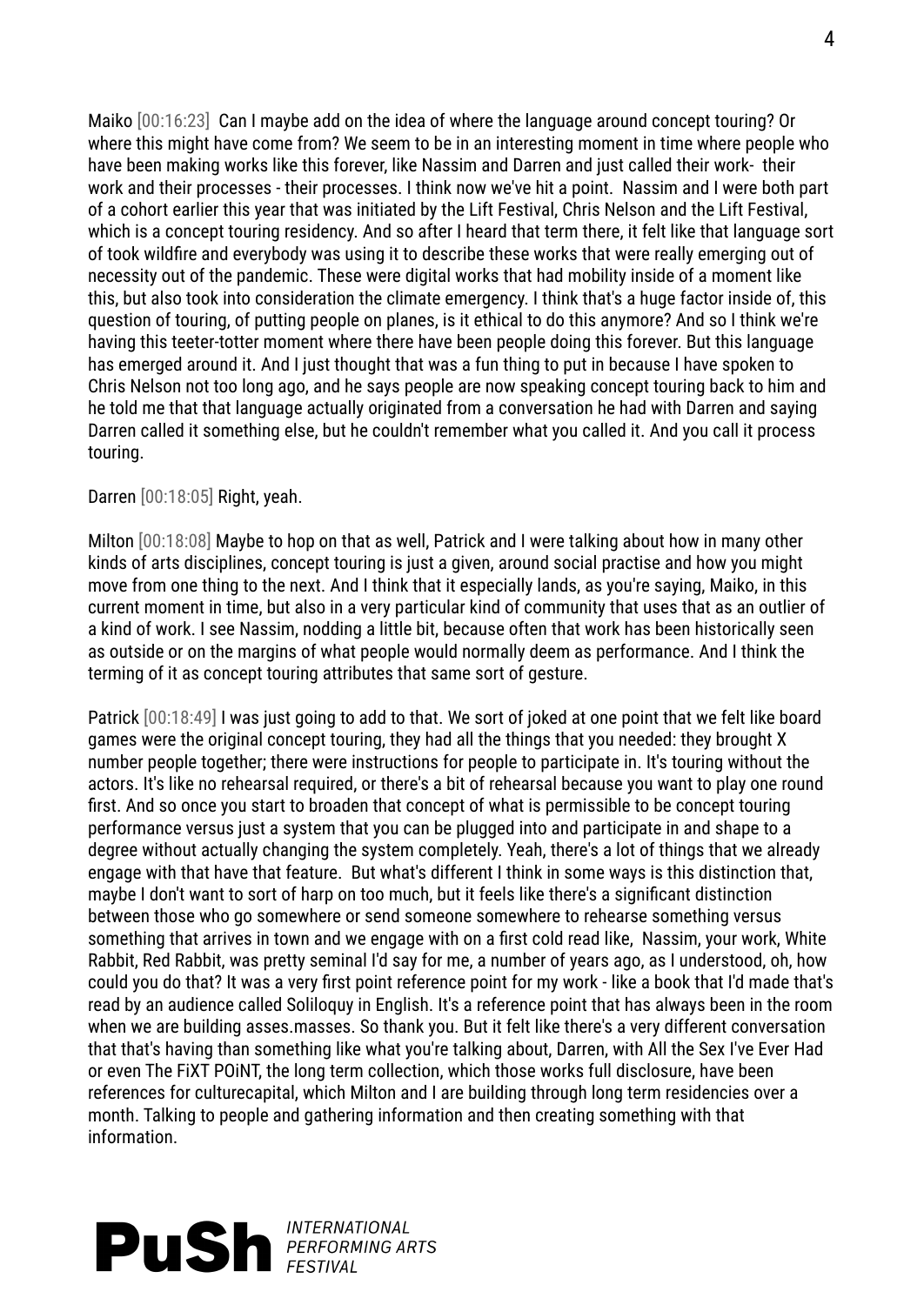Maiko [00:16:23] Can I maybe add on the idea of where the language around concept touring? Or where this might have come from? We seem to be in an interesting moment in time where people who have been making works like this forever, like Nassim and Darren and just called their work- their work and their processes - their processes. I think now we've hit a point. Nassim and I were both part of a cohort earlier this year that was initiated by the Lift Festival, Chris Nelson and the Lift Festival, which is a concept touring residency. And so after I heard that term there, it felt like that language sort of took wildfire and everybody was using it to describe these works that were really emerging out of necessity out of the pandemic. These were digital works that had mobility inside of a moment like this, but also took into consideration the climate emergency. I think that's a huge factor inside of, this question of touring, of putting people on planes, is it ethical to do this anymore? And so I think we're having this teeter-totter moment where there have been people doing this forever. But this language has emerged around it. And I just thought that was a fun thing to put in because I have spoken to Chris Nelson not too long ago, and he says people are now speaking concept touring back to him and he told me that that language actually originated from a conversation he had with Darren and saying Darren called it something else, but he couldn't remember what you called it. And you call it process touring.

Darren [00:18:05] Right, yeah.

Milton [00:18:08] Maybe to hop on that as well, Patrick and I were talking about how in many other kinds of arts disciplines, concept touring is just a given, around social practise and how you might move from one thing to the next. And I think that it especially lands, as you're saying, Maiko, in this current moment in time, but also in a very particular kind of community that uses that as an outlier of a kind of work. I see Nassim, nodding a little bit, because often that work has been historically seen as outside or on the margins of what people would normally deem as performance. And I think the terming of it as concept touring attributes that same sort of gesture.

Patrick [00:18:49] I was just going to add to that. We sort of joked at one point that we felt like board games were the original concept touring, they had all the things that you needed: they brought X number people together; there were instructions for people to participate in. It's touring without the actors. It's like no rehearsal required, or there's a bit of rehearsal because you want to play one round first. And so once you start to broaden that concept of what is permissible to be concept touring performance versus just a system that you can be plugged into and participate in and shape to a degree without actually changing the system completely. Yeah, there's a lot of things that we already engage with that have that feature. But what's different I think in some ways is this distinction that, maybe I don't want to sort of harp on too much, but it feels like there's a significant distinction between those who go somewhere or send someone somewhere to rehearse something versus something that arrives in town and we engage with on a first cold read like, Nassim, your work, White Rabbit, Red Rabbit, was pretty seminal I'd say for me, a number of years ago, as I understood, oh, how could you do that? It was a very first point reference point for my work - like a book that I'd made that's read by an audience called Soliloquy in English. It's a reference point that has always been in the room when we are building asses.masses. So thank you. But it felt like there's a very different conversation that that's having than something like what you're talking about, Darren, with All the Sex I've Ever Had or even The FiXT POiNT, the long term collection, which those works full disclosure, have been references for culturecapital, which Milton and I are building through long term residencies over a month. Talking to people and gathering information and then creating something with that information.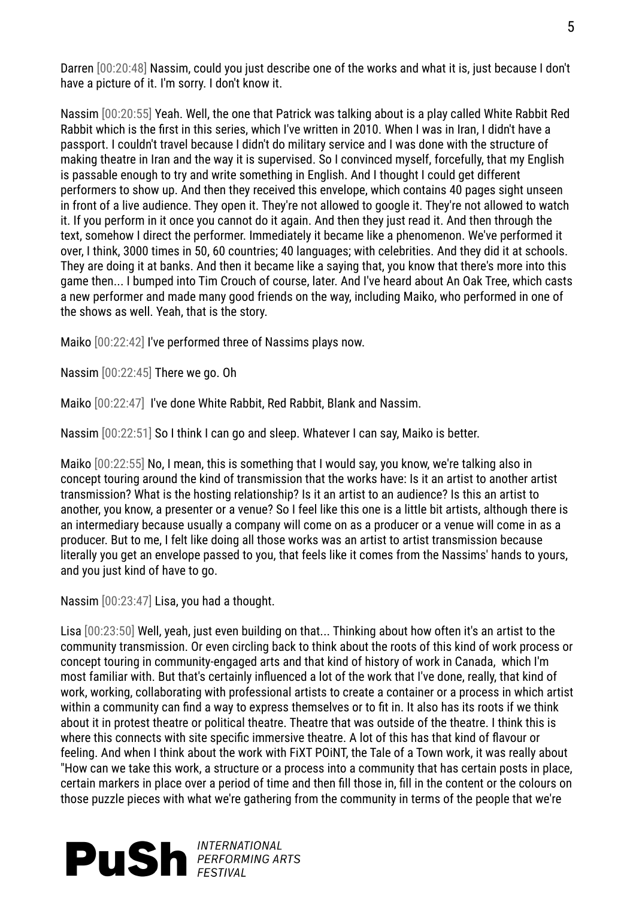Darren [00:20:48] Nassim, could you just describe one of the works and what it is, just because I don't have a picture of it. I'm sorry. I don't know it.

Nassim [00:20:55] Yeah. Well, the one that Patrick was talking about is a play called White Rabbit Red Rabbit which is the first in this series, which I've written in 2010. When I was in Iran, I didn't have a passport. I couldn't travel because I didn't do military service and I was done with the structure of making theatre in Iran and the way it is supervised. So I convinced myself, forcefully, that my English is passable enough to try and write something in English. And I thought I could get different performers to show up. And then they received this envelope, which contains 40 pages sight unseen in front of a live audience. They open it. They're not allowed to google it. They're not allowed to watch it. If you perform in it once you cannot do it again. And then they just read it. And then through the text, somehow I direct the performer. Immediately it became like a phenomenon. We've performed it over, I think, 3000 times in 50, 60 countries; 40 languages; with celebrities. And they did it at schools. They are doing it at banks. And then it became like a saying that, you know that there's more into this game then... I bumped into Tim Crouch of course, later. And I've heard about An Oak Tree, which casts a new performer and made many good friends on the way, including Maiko, who performed in one of the shows as well. Yeah, that is the story.

Maiko [00:22:42] I've performed three of Nassims plays now.

Nassim [00:22:45] There we go. Oh

Maiko [00:22:47] I've done White Rabbit, Red Rabbit, Blank and Nassim.

Nassim [00:22:51] So I think I can go and sleep. Whatever I can say, Maiko is better.

Maiko [00:22:55] No, I mean, this is something that I would say, you know, we're talking also in concept touring around the kind of transmission that the works have: Is it an artist to another artist transmission? What is the hosting relationship? Is it an artist to an audience? Is this an artist to another, you know, a presenter or a venue? So I feel like this one is a little bit artists, although there is an intermediary because usually a company will come on as a producer or a venue will come in as a producer. But to me, I felt like doing all those works was an artist to artist transmission because literally you get an envelope passed to you, that feels like it comes from the Nassims' hands to yours, and you just kind of have to go.

Nassim [00:23:47] Lisa, you had a thought.

Lisa [00:23:50] Well, yeah, just even building on that... Thinking about how often it's an artist to the community transmission. Or even circling back to think about the roots of this kind of work process or concept touring in community-engaged arts and that kind of history of work in Canada, which I'm most familiar with. But that's certainly influenced a lot of the work that I've done, really, that kind of work, working, collaborating with professional artists to create a container or a process in which artist within a community can find a way to express themselves or to fit in. It also has its roots if we think about it in protest theatre or political theatre. Theatre that was outside of the theatre. I think this is where this connects with site specific immersive theatre. A lot of this has that kind of flavour or feeling. And when I think about the work with FiXT POiNT, the Tale of a Town work, it was really about "How can we take this work, a structure or a process into a community that has certain posts in place, certain markers in place over a period of time and then fill those in, fill in the content or the colours on those puzzle pieces with what we're gathering from the community in terms of the people that we're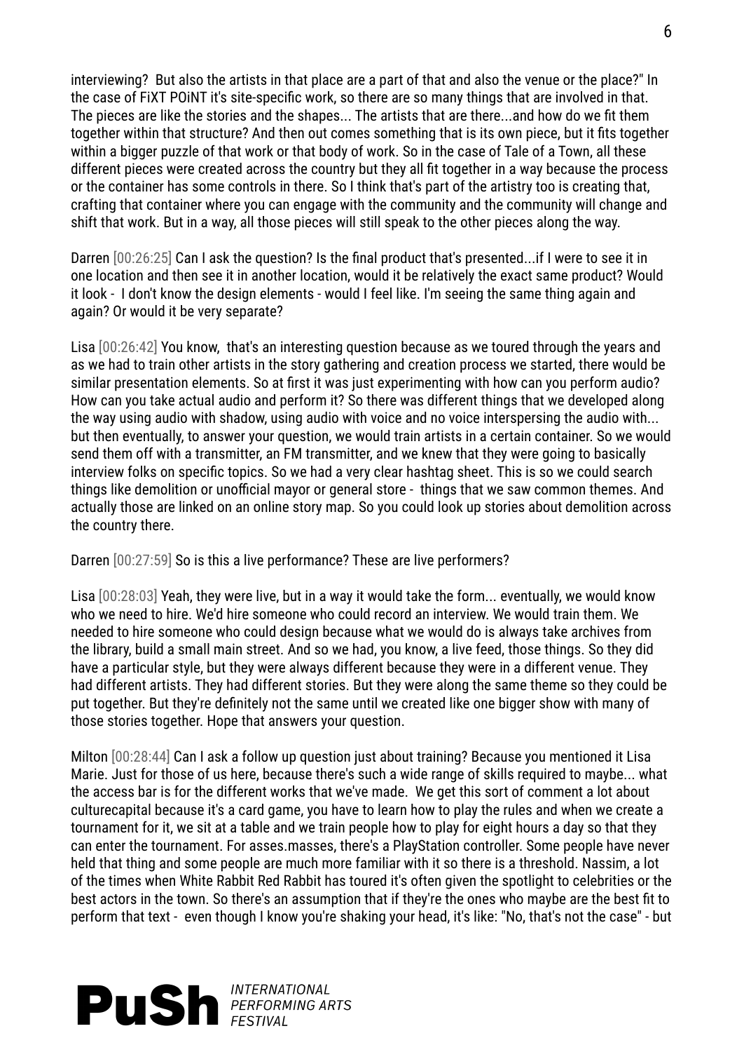interviewing? But also the artists in that place are a part of that and also the venue or the place?" In the case of FiXT POiNT it's site-specific work, so there are so many things that are involved in that. The pieces are like the stories and the shapes... The artists that are there...and how do we fit them together within that structure? And then out comes something that is its own piece, but it fits together within a bigger puzzle of that work or that body of work. So in the case of Tale of a Town, all these different pieces were created across the country but they all fit together in a way because the process or the container has some controls in there. So I think that's part of the artistry too is creating that, crafting that container where you can engage with the community and the community will change and shift that work. But in a way, all those pieces will still speak to the other pieces along the way.

Darren [00:26:25] Can I ask the question? Is the final product that's presented...if I were to see it in one location and then see it in another location, would it be relatively the exact same product? Would it look - I don't know the design elements - would I feel like. I'm seeing the same thing again and again? Or would it be very separate?

Lisa [00:26:42] You know, that's an interesting question because as we toured through the years and as we had to train other artists in the story gathering and creation process we started, there would be similar presentation elements. So at first it was just experimenting with how can you perform audio? How can you take actual audio and perform it? So there was different things that we developed along the way using audio with shadow, using audio with voice and no voice interspersing the audio with... but then eventually, to answer your question, we would train artists in a certain container. So we would send them off with a transmitter, an FM transmitter, and we knew that they were going to basically interview folks on specific topics. So we had a very clear hashtag sheet. This is so we could search things like demolition or unofficial mayor or general store - things that we saw common themes. And actually those are linked on an online story map. So you could look up stories about demolition across the country there.

Darren [00:27:59] So is this a live performance? These are live performers?

Lisa [00:28:03] Yeah, they were live, but in a way it would take the form... eventually, we would know who we need to hire. We'd hire someone who could record an interview. We would train them. We needed to hire someone who could design because what we would do is always take archives from the library, build a small main street. And so we had, you know, a live feed, those things. So they did have a particular style, but they were always different because they were in a different venue. They had different artists. They had different stories. But they were along the same theme so they could be put together. But they're definitely not the same until we created like one bigger show with many of those stories together. Hope that answers your question.

Milton [00:28:44] Can I ask a follow up question just about training? Because you mentioned it Lisa Marie. Just for those of us here, because there's such a wide range of skills required to maybe... what the access bar is for the different works that we've made. We get this sort of comment a lot about culturecapital because it's a card game, you have to learn how to play the rules and when we create a tournament for it, we sit at a table and we train people how to play for eight hours a day so that they can enter the tournament. For asses.masses, there's a PlayStation controller. Some people have never held that thing and some people are much more familiar with it so there is a threshold. Nassim, a lot of the times when White Rabbit Red Rabbit has toured it's often given the spotlight to celebrities or the best actors in the town. So there's an assumption that if they're the ones who maybe are the best fit to perform that text - even though I know you're shaking your head, it's like: "No, that's not the case" - but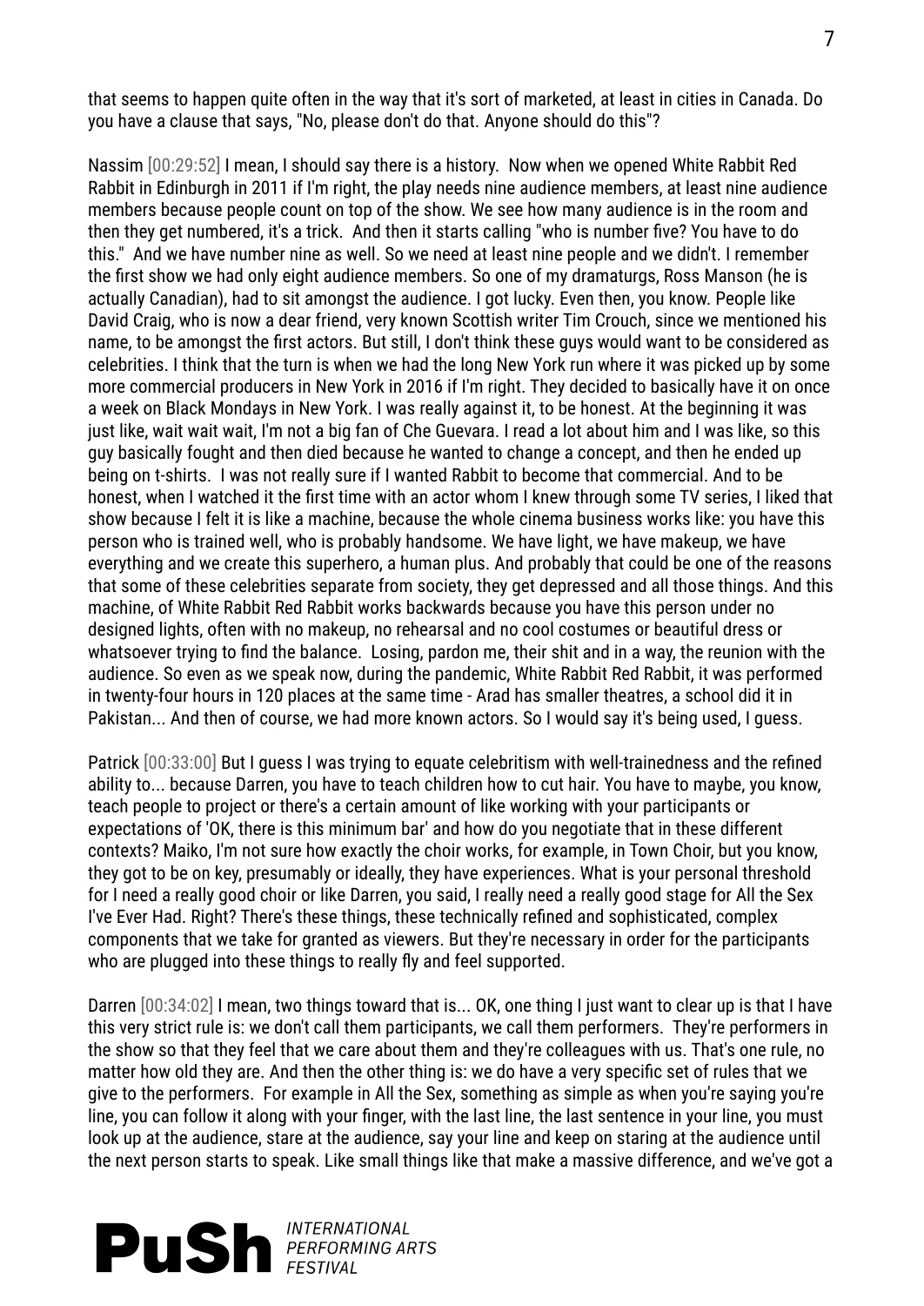that seems to happen quite often in the way that it's sort of marketed, at least in cities in Canada. Do you have a clause that says, "No, please don't do that. Anyone should do this"?

Nassim [00:29:52] I mean, I should say there is a history. Now when we opened White Rabbit Red Rabbit in Edinburgh in 2011 if I'm right, the play needs nine audience members, at least nine audience members because people count on top of the show. We see how many audience is in the room and then they get numbered, it's a trick. And then it starts calling "who is number five? You have to do this." And we have number nine as well. So we need at least nine people and we didn't. I remember the first show we had only eight audience members. So one of my dramaturgs, Ross Manson (he is actually Canadian), had to sit amongst the audience. I got lucky. Even then, you know. People like David Craig, who is now a dear friend, very known Scottish writer Tim Crouch, since we mentioned his name, to be amongst the first actors. But still, I don't think these guys would want to be considered as celebrities. I think that the turn is when we had the long New York run where it was picked up by some more commercial producers in New York in 2016 if I'm right. They decided to basically have it on once a week on Black Mondays in New York. I was really against it, to be honest. At the beginning it was just like, wait wait wait, I'm not a big fan of Che Guevara. I read a lot about him and I was like, so this guy basically fought and then died because he wanted to change a concept, and then he ended up being on t-shirts. I was not really sure if I wanted Rabbit to become that commercial. And to be honest, when I watched it the first time with an actor whom I knew through some TV series, I liked that show because I felt it is like a machine, because the whole cinema business works like: you have this person who is trained well, who is probably handsome. We have light, we have makeup, we have everything and we create this superhero, a human plus. And probably that could be one of the reasons that some of these celebrities separate from society, they get depressed and all those things. And this machine, of White Rabbit Red Rabbit works backwards because you have this person under no designed lights, often with no makeup, no rehearsal and no cool costumes or beautiful dress or whatsoever trying to find the balance. Losing, pardon me, their shit and in a way, the reunion with the audience. So even as we speak now, during the pandemic, White Rabbit Red Rabbit, it was performed in twenty-four hours in 120 places at the same time - Arad has smaller theatres, a school did it in Pakistan... And then of course, we had more known actors. So I would say it's being used, I guess.

Patrick [00:33:00] But I guess I was trying to equate celebritism with well-trainedness and the refined ability to... because Darren, you have to teach children how to cut hair. You have to maybe, you know, teach people to project or there's a certain amount of like working with your participants or expectations of 'OK, there is this minimum bar' and how do you negotiate that in these different contexts? Maiko, I'm not sure how exactly the choir works, for example, in Town Choir, but you know, they got to be on key, presumably or ideally, they have experiences. What is your personal threshold for I need a really good choir or like Darren, you said, I really need a really good stage for All the Sex I've Ever Had. Right? There's these things, these technically refined and sophisticated, complex components that we take for granted as viewers. But they're necessary in order for the participants who are plugged into these things to really fly and feel supported.

Darren [00:34:02] I mean, two things toward that is... OK, one thing I just want to clear up is that I have this very strict rule is: we don't call them participants, we call them performers. They're performers in the show so that they feel that we care about them and they're colleagues with us. That's one rule, no matter how old they are. And then the other thing is: we do have a very specific set of rules that we give to the performers. For example in All the Sex, something as simple as when you're saying you're line, you can follow it along with your finger, with the last line, the last sentence in your line, you must look up at the audience, stare at the audience, say your line and keep on staring at the audience until the next person starts to speak. Like small things like that make a massive difference, and we've got a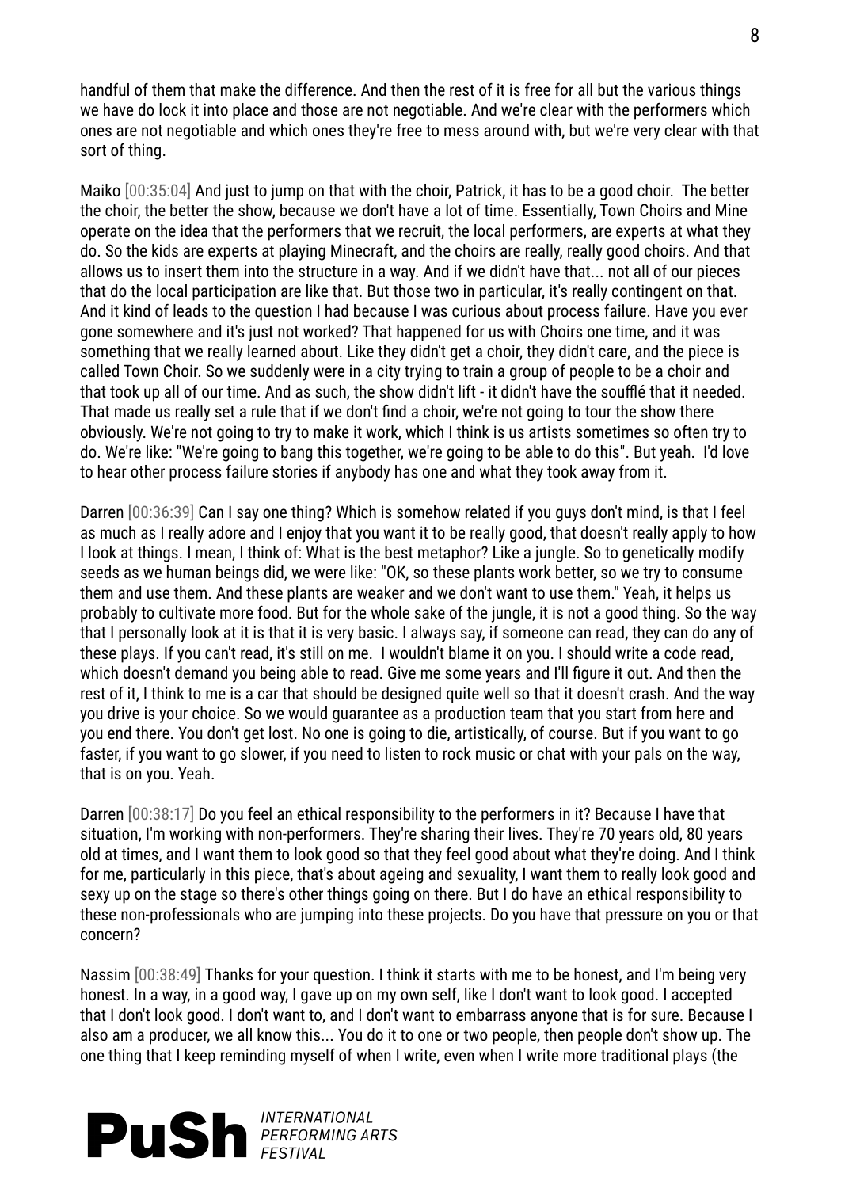handful of them that make the difference. And then the rest of it is free for all but the various things we have do lock it into place and those are not negotiable. And we're clear with the performers which ones are not negotiable and which ones they're free to mess around with, but we're very clear with that sort of thing.

Maiko [00:35:04] And just to jump on that with the choir, Patrick, it has to be a good choir. The better the choir, the better the show, because we don't have a lot of time. Essentially, Town Choirs and Mine operate on the idea that the performers that we recruit, the local performers, are experts at what they do. So the kids are experts at playing Minecraft, and the choirs are really, really good choirs. And that allows us to insert them into the structure in a way. And if we didn't have that... not all of our pieces that do the local participation are like that. But those two in particular, it's really contingent on that. And it kind of leads to the question I had because I was curious about process failure. Have you ever gone somewhere and it's just not worked? That happened for us with Choirs one time, and it was something that we really learned about. Like they didn't get a choir, they didn't care, and the piece is called Town Choir. So we suddenly were in a city trying to train a group of people to be a choir and that took up all of our time. And as such, the show didn't lift - it didn't have the soufflé that it needed. That made us really set a rule that if we don't find a choir, we're not going to tour the show there obviously. We're not going to try to make it work, which I think is us artists sometimes so often try to do. We're like: "We're going to bang this together, we're going to be able to do this". But yeah. I'd love to hear other process failure stories if anybody has one and what they took away from it.

Darren [00:36:39] Can I say one thing? Which is somehow related if you guys don't mind, is that I feel as much as I really adore and I enjoy that you want it to be really good, that doesn't really apply to how I look at things. I mean, I think of: What is the best metaphor? Like a jungle. So to genetically modify seeds as we human beings did, we were like: "OK, so these plants work better, so we try to consume them and use them. And these plants are weaker and we don't want to use them." Yeah, it helps us probably to cultivate more food. But for the whole sake of the jungle, it is not a good thing. So the way that I personally look at it is that it is very basic. I always say, if someone can read, they can do any of these plays. If you can't read, it's still on me. I wouldn't blame it on you. I should write a code read, which doesn't demand you being able to read. Give me some years and I'll figure it out. And then the rest of it, I think to me is a car that should be designed quite well so that it doesn't crash. And the way you drive is your choice. So we would guarantee as a production team that you start from here and you end there. You don't get lost. No one is going to die, artistically, of course. But if you want to go faster, if you want to go slower, if you need to listen to rock music or chat with your pals on the way, that is on you. Yeah.

Darren [00:38:17] Do you feel an ethical responsibility to the performers in it? Because I have that situation, I'm working with non-performers. They're sharing their lives. They're 70 years old, 80 years old at times, and I want them to look good so that they feel good about what they're doing. And I think for me, particularly in this piece, that's about ageing and sexuality, I want them to really look good and sexy up on the stage so there's other things going on there. But I do have an ethical responsibility to these non-professionals who are jumping into these projects. Do you have that pressure on you or that concern?

Nassim [00:38:49] Thanks for your question. I think it starts with me to be honest, and I'm being very honest. In a way, in a good way, I gave up on my own self, like I don't want to look good. I accepted that I don't look good. I don't want to, and I don't want to embarrass anyone that is for sure. Because I also am a producer, we all know this... You do it to one or two people, then people don't show up. The one thing that I keep reminding myself of when I write, even when I write more traditional plays (the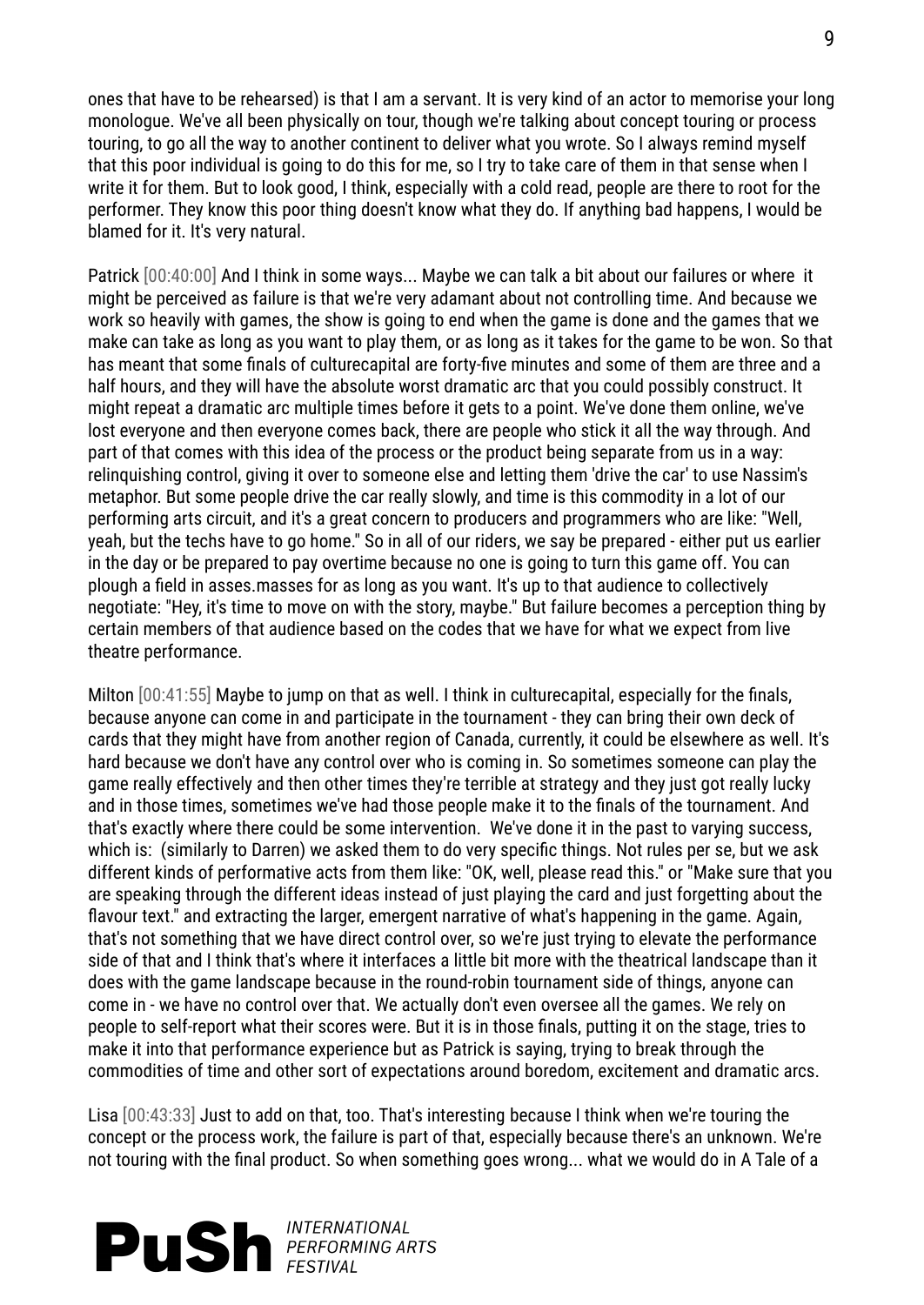ones that have to be rehearsed) is that I am a servant. It is very kind of an actor to memorise your long monologue. We've all been physically on tour, though we're talking about concept touring or process touring, to go all the way to another continent to deliver what you wrote. So I always remind myself that this poor individual is going to do this for me, so I try to take care of them in that sense when I write it for them. But to look good, I think, especially with a cold read, people are there to root for the performer. They know this poor thing doesn't know what they do. If anything bad happens, I would be blamed for it. It's very natural.

Patrick [00:40:00] And I think in some ways... Maybe we can talk a bit about our failures or where it might be perceived as failure is that we're very adamant about not controlling time. And because we work so heavily with games, the show is going to end when the game is done and the games that we make can take as long as you want to play them, or as long as it takes for the game to be won. So that has meant that some finals of culturecapital are forty-five minutes and some of them are three and a half hours, and they will have the absolute worst dramatic arc that you could possibly construct. It might repeat a dramatic arc multiple times before it gets to a point. We've done them online, we've lost everyone and then everyone comes back, there are people who stick it all the way through. And part of that comes with this idea of the process or the product being separate from us in a way: relinquishing control, giving it over to someone else and letting them 'drive the car' to use Nassim's metaphor. But some people drive the car really slowly, and time is this commodity in a lot of our performing arts circuit, and it's a great concern to producers and programmers who are like: "Well, yeah, but the techs have to go home." So in all of our riders, we say be prepared - either put us earlier in the day or be prepared to pay overtime because no one is going to turn this game off. You can plough a field in asses.masses for as long as you want. It's up to that audience to collectively negotiate: "Hey, it's time to move on with the story, maybe." But failure becomes a perception thing by certain members of that audience based on the codes that we have for what we expect from live theatre performance.

Milton [00:41:55] Maybe to jump on that as well. I think in culturecapital, especially for the finals, because anyone can come in and participate in the tournament - they can bring their own deck of cards that they might have from another region of Canada, currently, it could be elsewhere as well. It's hard because we don't have any control over who is coming in. So sometimes someone can play the game really effectively and then other times they're terrible at strategy and they just got really lucky and in those times, sometimes we've had those people make it to the finals of the tournament. And that's exactly where there could be some intervention. We've done it in the past to varying success, which is: (similarly to Darren) we asked them to do very specific things. Not rules per se, but we ask different kinds of performative acts from them like: "OK, well, please read this." or "Make sure that you are speaking through the different ideas instead of just playing the card and just forgetting about the flavour text." and extracting the larger, emergent narrative of what's happening in the game. Again, that's not something that we have direct control over, so we're just trying to elevate the performance side of that and I think that's where it interfaces a little bit more with the theatrical landscape than it does with the game landscape because in the round-robin tournament side of things, anyone can come in - we have no control over that. We actually don't even oversee all the games. We rely on people to self-report what their scores were. But it is in those finals, putting it on the stage, tries to make it into that performance experience but as Patrick is saying, trying to break through the commodities of time and other sort of expectations around boredom, excitement and dramatic arcs.

Lisa [00:43:33] Just to add on that, too. That's interesting because I think when we're touring the concept or the process work, the failure is part of that, especially because there's an unknown. We're not touring with the final product. So when something goes wrong... what we would do in A Tale of a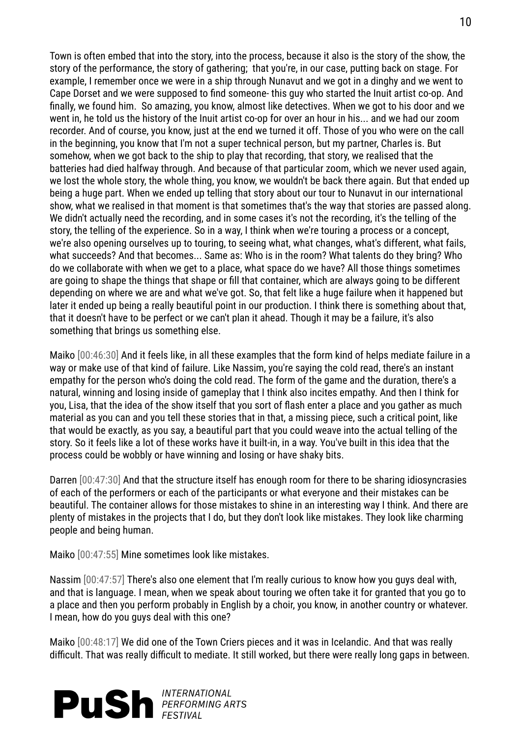Town is often embed that into the story, into the process, because it also is the story of the show, the story of the performance, the story of gathering; that you're, in our case, putting back on stage. For example, I remember once we were in a ship through Nunavut and we got in a dinghy and we went to Cape Dorset and we were supposed to find someone- this guy who started the Inuit artist co-op. And finally, we found him. So amazing, you know, almost like detectives. When we got to his door and we went in, he told us the history of the Inuit artist co-op for over an hour in his... and we had our zoom recorder. And of course, you know, just at the end we turned it off. Those of you who were on the call in the beginning, you know that I'm not a super technical person, but my partner, Charles is. But somehow, when we got back to the ship to play that recording, that story, we realised that the batteries had died halfway through. And because of that particular zoom, which we never used again, we lost the whole story, the whole thing, you know, we wouldn't be back there again. But that ended up being a huge part. When we ended up telling that story about our tour to Nunavut in our international show, what we realised in that moment is that sometimes that's the way that stories are passed along. We didn't actually need the recording, and in some cases it's not the recording, it's the telling of the story, the telling of the experience. So in a way, I think when we're touring a process or a concept, we're also opening ourselves up to touring, to seeing what, what changes, what's different, what fails, what succeeds? And that becomes... Same as: Who is in the room? What talents do they bring? Who do we collaborate with when we get to a place, what space do we have? All those things sometimes are going to shape the things that shape or fill that container, which are always going to be different depending on where we are and what we've got. So, that felt like a huge failure when it happened but later it ended up being a really beautiful point in our production. I think there is something about that, that it doesn't have to be perfect or we can't plan it ahead. Though it may be a failure, it's also something that brings us something else.

Maiko [00:46:30] And it feels like, in all these examples that the form kind of helps mediate failure in a way or make use of that kind of failure. Like Nassim, you're saying the cold read, there's an instant empathy for the person who's doing the cold read. The form of the game and the duration, there's a natural, winning and losing inside of gameplay that I think also incites empathy. And then I think for you, Lisa, that the idea of the show itself that you sort of flash enter a place and you gather as much material as you can and you tell these stories that in that, a missing piece, such a critical point, like that would be exactly, as you say, a beautiful part that you could weave into the actual telling of the story. So it feels like a lot of these works have it built-in, in a way. You've built in this idea that the process could be wobbly or have winning and losing or have shaky bits.

Darren [00:47:30] And that the structure itself has enough room for there to be sharing idiosyncrasies of each of the performers or each of the participants or what everyone and their mistakes can be beautiful. The container allows for those mistakes to shine in an interesting way I think. And there are plenty of mistakes in the projects that I do, but they don't look like mistakes. They look like charming people and being human.

Maiko [00:47:55] Mine sometimes look like mistakes.

Nassim [00:47:57] There's also one element that I'm really curious to know how you guys deal with, and that is language. I mean, when we speak about touring we often take it for granted that you go to a place and then you perform probably in English by a choir, you know, in another country or whatever. I mean, how do you guys deal with this one?

Maiko [00:48:17] We did one of the Town Criers pieces and it was in Icelandic. And that was really difficult. That was really difficult to mediate. It still worked, but there were really long gaps in between.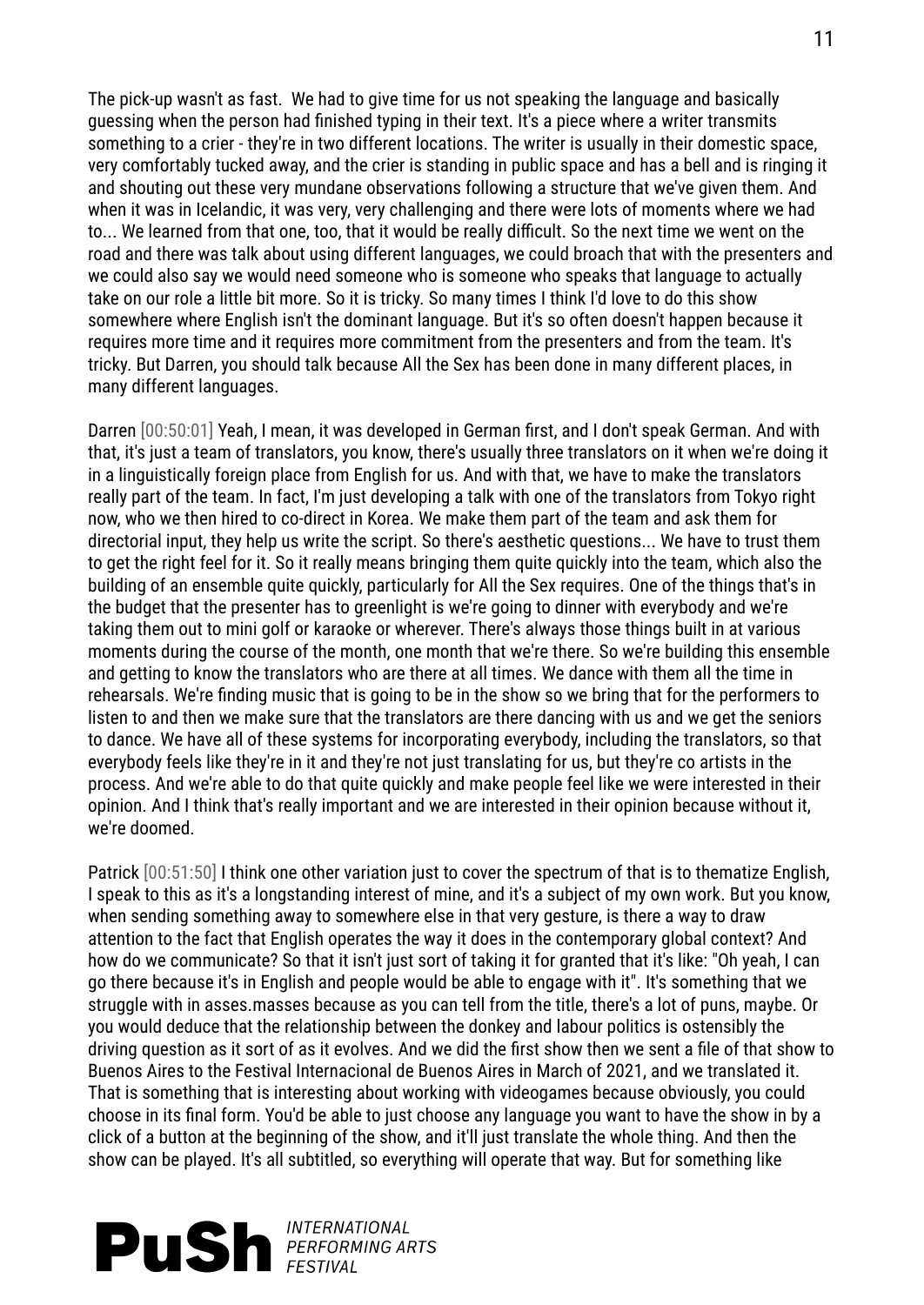The pick-up wasn't as fast. We had to give time for us not speaking the language and basically guessing when the person had finished typing in their text. It's a piece where a writer transmits something to a crier - they're in two different locations. The writer is usually in their domestic space, very comfortably tucked away, and the crier is standing in public space and has a bell and is ringing it and shouting out these very mundane observations following a structure that we've given them. And when it was in Icelandic, it was very, very challenging and there were lots of moments where we had to... We learned from that one, too, that it would be really difficult. So the next time we went on the road and there was talk about using different languages, we could broach that with the presenters and we could also say we would need someone who is someone who speaks that language to actually take on our role a little bit more. So it is tricky. So many times I think I'd love to do this show somewhere where English isn't the dominant language. But it's so often doesn't happen because it requires more time and it requires more commitment from the presenters and from the team. It's tricky. But Darren, you should talk because All the Sex has been done in many different places, in many different languages.

Darren [00:50:01] Yeah, I mean, it was developed in German first, and I don't speak German. And with that, it's just a team of translators, you know, there's usually three translators on it when we're doing it in a linguistically foreign place from English for us. And with that, we have to make the translators really part of the team. In fact, I'm just developing a talk with one of the translators from Tokyo right now, who we then hired to co-direct in Korea. We make them part of the team and ask them for directorial input, they help us write the script. So there's aesthetic questions... We have to trust them to get the right feel for it. So it really means bringing them quite quickly into the team, which also the building of an ensemble quite quickly, particularly for All the Sex requires. One of the things that's in the budget that the presenter has to greenlight is we're going to dinner with everybody and we're taking them out to mini golf or karaoke or wherever. There's always those things built in at various moments during the course of the month, one month that we're there. So we're building this ensemble and getting to know the translators who are there at all times. We dance with them all the time in rehearsals. We're finding music that is going to be in the show so we bring that for the performers to listen to and then we make sure that the translators are there dancing with us and we get the seniors to dance. We have all of these systems for incorporating everybody, including the translators, so that everybody feels like they're in it and they're not just translating for us, but they're co artists in the process. And we're able to do that quite quickly and make people feel like we were interested in their opinion. And I think that's really important and we are interested in their opinion because without it, we're doomed.

Patrick [00:51:50] I think one other variation just to cover the spectrum of that is to thematize English, I speak to this as it's a longstanding interest of mine, and it's a subject of my own work. But you know, when sending something away to somewhere else in that very gesture, is there a way to draw attention to the fact that English operates the way it does in the contemporary global context? And how do we communicate? So that it isn't just sort of taking it for granted that it's like: "Oh yeah, I can go there because it's in English and people would be able to engage with it". It's something that we struggle with in asses.masses because as you can tell from the title, there's a lot of puns, maybe. Or you would deduce that the relationship between the donkey and labour politics is ostensibly the driving question as it sort of as it evolves. And we did the first show then we sent a file of that show to Buenos Aires to the Festival Internacional de Buenos Aires in March of 2021, and we translated it. That is something that is interesting about working with videogames because obviously, you could choose in its final form. You'd be able to just choose any language you want to have the show in by a click of a button at the beginning of the show, and it'll just translate the whole thing. And then the show can be played. It's all subtitled, so everything will operate that way. But for something like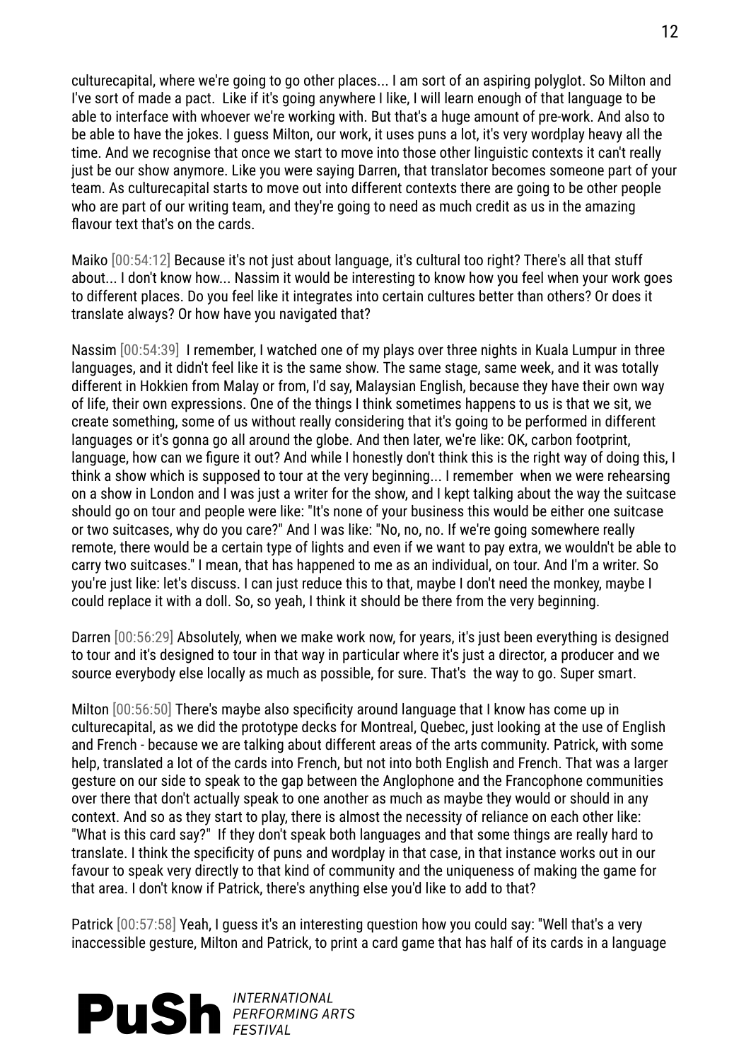culturecapital, where we're going to go other places... I am sort of an aspiring polyglot. So Milton and I've sort of made a pact. Like if it's going anywhere I like, I will learn enough of that language to be able to interface with whoever we're working with. But that's a huge amount of pre-work. And also to be able to have the jokes. I guess Milton, our work, it uses puns a lot, it's very wordplay heavy all the time. And we recognise that once we start to move into those other linguistic contexts it can't really just be our show anymore. Like you were saying Darren, that translator becomes someone part of your team. As culturecapital starts to move out into different contexts there are going to be other people who are part of our writing team, and they're going to need as much credit as us in the amazing flavour text that's on the cards.

Maiko [00:54:12] Because it's not just about language, it's cultural too right? There's all that stuff about... I don't know how... Nassim it would be interesting to know how you feel when your work goes to different places. Do you feel like it integrates into certain cultures better than others? Or does it translate always? Or how have you navigated that?

Nassim [00:54:39] I remember, I watched one of my plays over three nights in Kuala Lumpur in three languages, and it didn't feel like it is the same show. The same stage, same week, and it was totally different in Hokkien from Malay or from, I'd say, Malaysian English, because they have their own way of life, their own expressions. One of the things I think sometimes happens to us is that we sit, we create something, some of us without really considering that it's going to be performed in different languages or it's gonna go all around the globe. And then later, we're like: OK, carbon footprint, language, how can we figure it out? And while I honestly don't think this is the right way of doing this, I think a show which is supposed to tour at the very beginning... I remember when we were rehearsing on a show in London and I was just a writer for the show, and I kept talking about the way the suitcase should go on tour and people were like: "It's none of your business this would be either one suitcase or two suitcases, why do you care?" And I was like: "No, no, no. If we're going somewhere really remote, there would be a certain type of lights and even if we want to pay extra, we wouldn't be able to carry two suitcases." I mean, that has happened to me as an individual, on tour. And I'm a writer. So you're just like: let's discuss. I can just reduce this to that, maybe I don't need the monkey, maybe I could replace it with a doll. So, so yeah, I think it should be there from the very beginning.

Darren [00:56:29] Absolutely, when we make work now, for years, it's just been everything is designed to tour and it's designed to tour in that way in particular where it's just a director, a producer and we source everybody else locally as much as possible, for sure. That's the way to go. Super smart.

Milton [00:56:50] There's maybe also specificity around language that I know has come up in culturecapital, as we did the prototype decks for Montreal, Quebec, just looking at the use of English and French - because we are talking about different areas of the arts community. Patrick, with some help, translated a lot of the cards into French, but not into both English and French. That was a larger gesture on our side to speak to the gap between the Anglophone and the Francophone communities over there that don't actually speak to one another as much as maybe they would or should in any context. And so as they start to play, there is almost the necessity of reliance on each other like: "What is this card say?" If they don't speak both languages and that some things are really hard to translate. I think the specificity of puns and wordplay in that case, in that instance works out in our favour to speak very directly to that kind of community and the uniqueness of making the game for that area. I don't know if Patrick, there's anything else you'd like to add to that?

Patrick [00:57:58] Yeah, I guess it's an interesting question how you could say: "Well that's a very inaccessible gesture, Milton and Patrick, to print a card game that has half of its cards in a language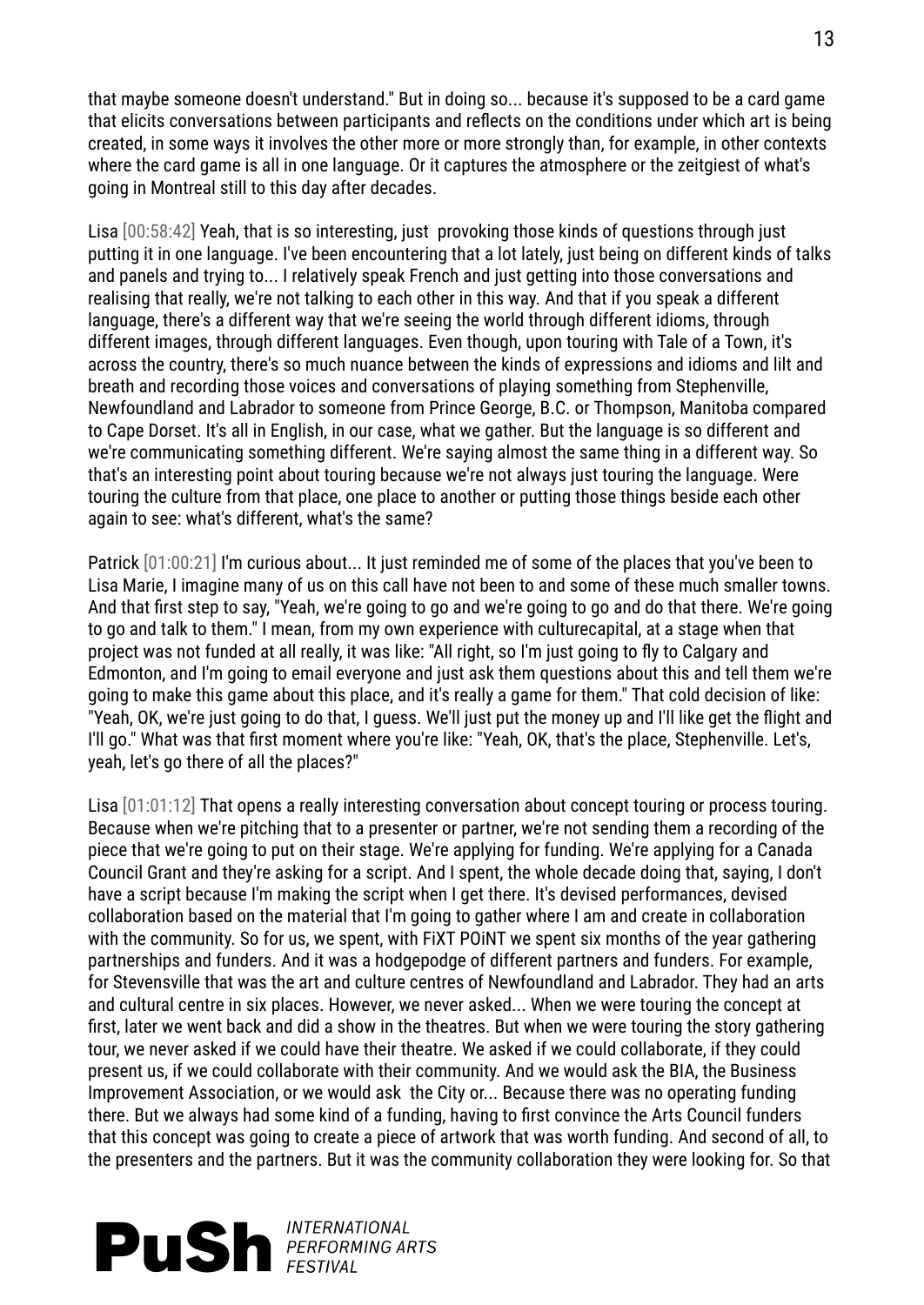that maybe someone doesn't understand." But in doing so... because it's supposed to be a card game that elicits conversations between participants and reflects on the conditions under which art is being created, in some ways it involves the other more or more strongly than, for example, in other contexts where the card game is all in one language. Or it captures the atmosphere or the zeitgeist of what's going in Montreal still to this day after decades.

Lisa [00:58:42] Yeah, that is so interesting, just provoking those kinds of questions through just putting it in one language. I've been encountering that a lot lately, just being on different kinds of talks and panels and trying to... I relatively speak French and just getting into those conversations and realising that really, we're not talking to each other in this way. And that if you speak a different language, there's a different way that we're seeing the world through different idioms, through different images, through different languages. Even though, upon touring with Tale of a Town, it's across the country, there's so much nuance between the kinds of expressions and idioms and lilt and breath and recording those voices and conversations of playing something from Stephenville, Newfoundland and Labrador to someone from Prince George, B.C. or Thompson, Manitoba compared to Cape Dorset. It's all in English, in our case, what we gather. But the language is so different and we're communicating something different. We're saying almost the same thing in a different way. So that's an interesting point about touring because we're not always just touring the language. Were touring the culture from that place, one place to another or putting those things beside each other again to see: what's different, what's the same?

Patrick [01:00:21] I'm curious about... It just reminded me of some of the places that you've been to Lisa Marie, I imagine many of us on this call have not been to and some of these much smaller towns. And that first step to say, "Yeah, we're going to go and we're going to go and do that there. We're going to go and talk to them." I mean, from my own experience with culturecapital, at a stage when that project was not funded at all really, it was like: "All right, so I'm just going to fly to Calgary and Edmonton, and I'm going to email everyone and just ask them questions about this and tell them we're going to make this game about this place, and it's really a game for them." That cold decision of like: "Yeah, OK, we're just going to do that, I guess. We'll just put the money up and I'll like get the flight and I'll go." What was that first moment where you're like: "Yeah, OK, that's the place, Stephenville. Let's, yeah, let's go there of all the places?"

Lisa [01:01:12] That opens a really interesting conversation about concept touring or process touring. Because when we're pitching that to a presenter or partner, we're not sending them a recording of the piece that we're going to put on their stage. We're applying for funding. We're applying for a Canada Council Grant and they're asking for a script. And I spent, the whole decade doing that, saying, I don't have a script because I'm making the script when I get there. It's devised performances, devised collaboration based on the material that I'm going to gather where I am and create in collaboration with the community. So for us, we spent, with FiXT POiNT we spent six months of the year gathering partnerships and funders. And it was a hodgepodge of different partners and funders. For example, for Stevensville that was the art and culture centres of Newfoundland and Labrador. They had an arts and cultural centre in six places. However, we never asked... When we were touring the concept at first, later we went back and did a show in the theatres. But when we were touring the story gathering tour, we never asked if we could have their theatre. We asked if we could collaborate, if they could present us, if we could collaborate with their community. And we would ask the BIA, the Business Improvement Association, or we would ask the City or... Because there was no operating funding there. But we always had some kind of a funding, having to first convince the Arts Council funders that this concept was going to create a piece of artwork that was worth funding. And second of all, to the presenters and the partners. But it was the community collaboration they were looking for. So that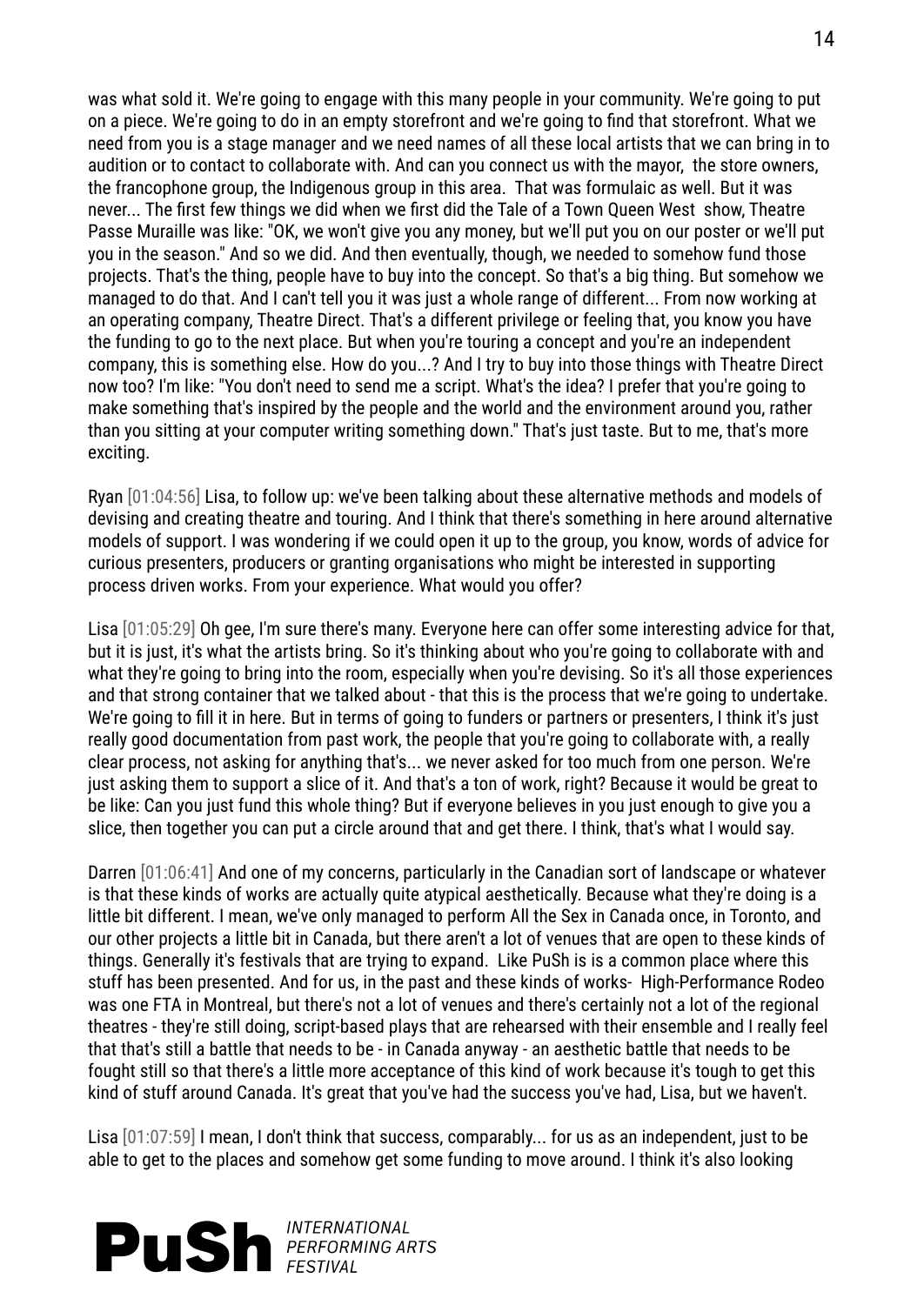was what sold it. We're going to engage with this many people in your community. We're going to put on a piece. We're going to do in an empty storefront and we're going to find that storefront. What we need from you is a stage manager and we need names of all these local artists that we can bring in to audition or to contact to collaborate with. And can you connect us with the mayor, the store owners, the francophone group, the Indigenous group in this area. That was formulaic as well. But it was never... The first few things we did when we first did the Tale of a Town Queen West show, Theatre Passe Muraille was like: "OK, we won't give you any money, but we'll put you on our poster or we'll put you in the season." And so we did. And then eventually, though, we needed to somehow fund those projects. That's the thing, people have to buy into the concept. So that's a big thing. But somehow we managed to do that. And I can't tell you it was just a whole range of different... From now working at an operating company, Theatre Direct. That's a different privilege or feeling that, you know you have the funding to go to the next place. But when you're touring a concept and you're an independent company, this is something else. How do you...? And I try to buy into those things with Theatre Direct now too? I'm like: "You don't need to send me a script. What's the idea? I prefer that you're going to make something that's inspired by the people and the world and the environment around you, rather than you sitting at your computer writing something down." That's just taste. But to me, that's more exciting.

Ryan [01:04:56] Lisa, to follow up: we've been talking about these alternative methods and models of devising and creating theatre and touring. And I think that there's something in here around alternative models of support. I was wondering if we could open it up to the group, you know, words of advice for curious presenters, producers or granting organisations who might be interested in supporting process driven works. From your experience. What would you offer?

Lisa [01:05:29] Oh gee, I'm sure there's many. Everyone here can offer some interesting advice for that, but it is just, it's what the artists bring. So it's thinking about who you're going to collaborate with and what they're going to bring into the room, especially when you're devising. So it's all those experiences and that strong container that we talked about - that this is the process that we're going to undertake. We're going to fill it in here. But in terms of going to funders or partners or presenters, I think it's just really good documentation from past work, the people that you're going to collaborate with, a really clear process, not asking for anything that's... we never asked for too much from one person. We're just asking them to support a slice of it. And that's a ton of work, right? Because it would be great to be like: Can you just fund this whole thing? But if everyone believes in you just enough to give you a slice, then together you can put a circle around that and get there. I think, that's what I would say.

Darren [01:06:41] And one of my concerns, particularly in the Canadian sort of landscape or whatever is that these kinds of works are actually quite atypical aesthetically. Because what they're doing is a little bit different. I mean, we've only managed to perform All the Sex in Canada once, in Toronto, and our other projects a little bit in Canada, but there aren't a lot of venues that are open to these kinds of things. Generally it's festivals that are trying to expand. Like PuSh is is a common place where this stuff has been presented. And for us, in the past and these kinds of works- High-Performance Rodeo was one FTA in Montreal, but there's not a lot of venues and there's certainly not a lot of the regional theatres - they're still doing, script-based plays that are rehearsed with their ensemble and I really feel that that's still a battle that needs to be - in Canada anyway - an aesthetic battle that needs to be fought still so that there's a little more acceptance of this kind of work because it's tough to get this kind of stuff around Canada. It's great that you've had the success you've had, Lisa, but we haven't.

Lisa [01:07:59] I mean, I don't think that success, comparably... for us as an independent, just to be able to get to the places and somehow get some funding to move around. I think it's also looking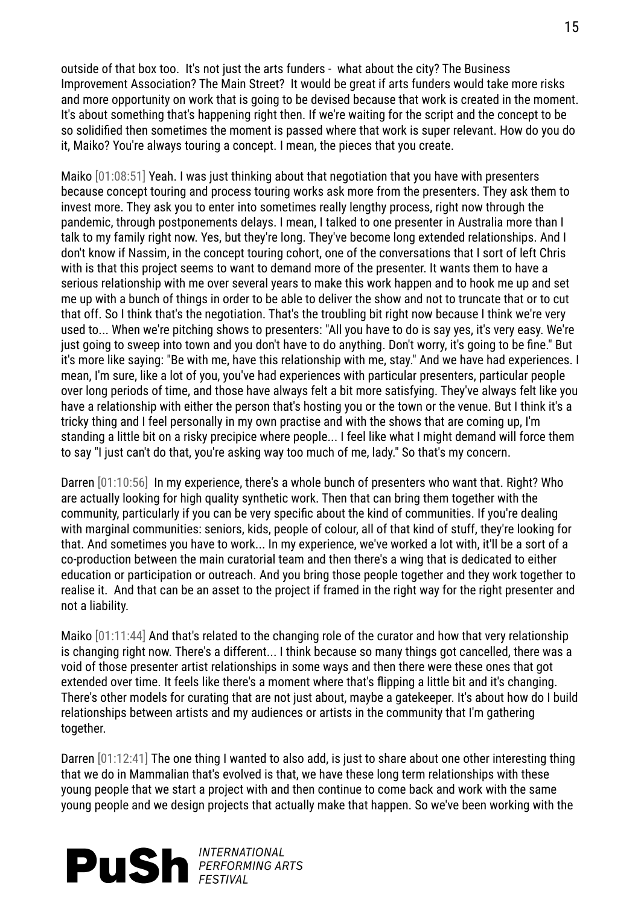outside of that box too. It's not just the arts funders - what about the city? The Business Improvement Association? The Main Street? It would be great if arts funders would take more risks and more opportunity on work that is going to be devised because that work is created in the moment. It's about something that's happening right then. If we're waiting for the script and the concept to be so solidified then sometimes the moment is passed where that work is super relevant. How do you do it, Maiko? You're always touring a concept. I mean, the pieces that you create.

Maiko [01:08:51] Yeah. I was just thinking about that negotiation that you have with presenters because concept touring and process touring works ask more from the presenters. They ask them to invest more. They ask you to enter into sometimes really lengthy process, right now through the pandemic, through postponements delays. I mean, I talked to one presenter in Australia more than I talk to my family right now. Yes, but they're long. They've become long extended relationships. And I don't know if Nassim, in the concept touring cohort, one of the conversations that I sort of left Chris with is that this project seems to want to demand more of the presenter. It wants them to have a serious relationship with me over several years to make this work happen and to hook me up and set me up with a bunch of things in order to be able to deliver the show and not to truncate that or to cut that off. So I think that's the negotiation. That's the troubling bit right now because I think we're very used to... When we're pitching shows to presenters: "All you have to do is say yes, it's very easy. We're just going to sweep into town and you don't have to do anything. Don't worry, it's going to be fine." But it's more like saying: "Be with me, have this relationship with me, stay." And we have had experiences. I mean, I'm sure, like a lot of you, you've had experiences with particular presenters, particular people over long periods of time, and those have always felt a bit more satisfying. They've always felt like you have a relationship with either the person that's hosting you or the town or the venue. But I think it's a tricky thing and I feel personally in my own practise and with the shows that are coming up, I'm standing a little bit on a risky precipice where people... I feel like what I might demand will force them to say "I just can't do that, you're asking way too much of me, lady." So that's my concern.

Darren [01:10:56] In my experience, there's a whole bunch of presenters who want that. Right? Who are actually looking for high quality synthetic work. Then that can bring them together with the community, particularly if you can be very specific about the kind of communities. If you're dealing with marginal communities: seniors, kids, people of colour, all of that kind of stuff, they're looking for that. And sometimes you have to work... In my experience, we've worked a lot with, it'll be a sort of a co-production between the main curatorial team and then there's a wing that is dedicated to either education or participation or outreach. And you bring those people together and they work together to realise it. And that can be an asset to the project if framed in the right way for the right presenter and not a liability.

Maiko [01:11:44] And that's related to the changing role of the curator and how that very relationship is changing right now. There's a different... I think because so many things got cancelled, there was a void of those presenter artist relationships in some ways and then there were these ones that got extended over time. It feels like there's a moment where that's flipping a little bit and it's changing. There's other models for curating that are not just about, maybe a gatekeeper. It's about how do I build relationships between artists and my audiences or artists in the community that I'm gathering together.

Darren [01:12:41] The one thing I wanted to also add, is just to share about one other interesting thing that we do in Mammalian that's evolved is that, we have these long term relationships with these young people that we start a project with and then continue to come back and work with the same young people and we design projects that actually make that happen. So we've been working with the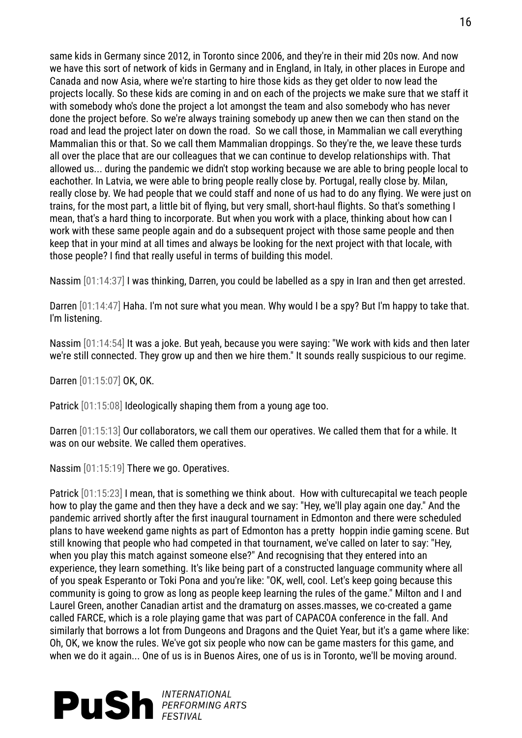same kids in Germany since 2012, in Toronto since 2006, and they're in their mid 20s now. And now we have this sort of network of kids in Germany and in England, in Italy, in other places in Europe and Canada and now Asia, where we're starting to hire those kids as they get older to now lead the projects locally. So these kids are coming in and on each of the projects we make sure that we staff it with somebody who's done the project a lot amongst the team and also somebody who has never done the project before. So we're always training somebody up anew then we can then stand on the road and lead the project later on down the road. So we call those, in Mammalian we call everything Mammalian this or that. So we call them Mammalian droppings. So they're the, we leave these turds all over the place that are our colleagues that we can continue to develop relationships with. That allowed us... during the pandemic we didn't stop working because we are able to bring people local to eachother. In Latvia, we were able to bring people really close by. Portugal, really close by. Milan, really close by. We had people that we could staff and none of us had to do any flying. We were just on trains, for the most part, a little bit of flying, but very small, short-haul flights. So that's something I mean, that's a hard thing to incorporate. But when you work with a place, thinking about how can I work with these same people again and do a subsequent project with those same people and then keep that in your mind at all times and always be looking for the next project with that locale, with those people? I find that really useful in terms of building this model.

Nassim [01:14:37] I was thinking, Darren, you could be labelled as a spy in Iran and then get arrested.

Darren [01:14:47] Haha. I'm not sure what you mean. Why would I be a spy? But I'm happy to take that. I'm listening.

Nassim [01:14:54] It was a joke. But yeah, because you were saying: "We work with kids and then later we're still connected. They grow up and then we hire them." It sounds really suspicious to our regime.

Darren [01:15:07] OK, OK.

Patrick [01:15:08] Ideologically shaping them from a young age too.

Darren [01:15:13] Our collaborators, we call them our operatives. We called them that for a while. It was on our website. We called them operatives.

Nassim [01:15:19] There we go. Operatives.

Patrick [01:15:23] I mean, that is something we think about. How with culturecapital we teach people how to play the game and then they have a deck and we say: "Hey, we'll play again one day." And the pandemic arrived shortly after the first inaugural tournament in Edmonton and there were scheduled plans to have weekend game nights as part of Edmonton has a pretty hoppin indie gaming scene. But still knowing that people who had competed in that tournament, we've called on later to say: "Hey, when you play this match against someone else?" And recognising that they entered into an experience, they learn something. It's like being part of a constructed language community where all of you speak Esperanto or Toki Pona and you're like: "OK, well, cool. Let's keep going because this community is going to grow as long as people keep learning the rules of the game." Milton and I and Laurel Green, another Canadian artist and the dramaturg on asses.masses, we co-created a game called FARCE, which is a role playing game that was part of CAPACOA conference in the fall. And similarly that borrows a lot from Dungeons and Dragons and the Quiet Year, but it's a game where like: Oh, OK, we know the rules. We've got six people who now can be game masters for this game, and when we do it again... One of us is in Buenos Aires, one of us is in Toronto, we'll be moving around.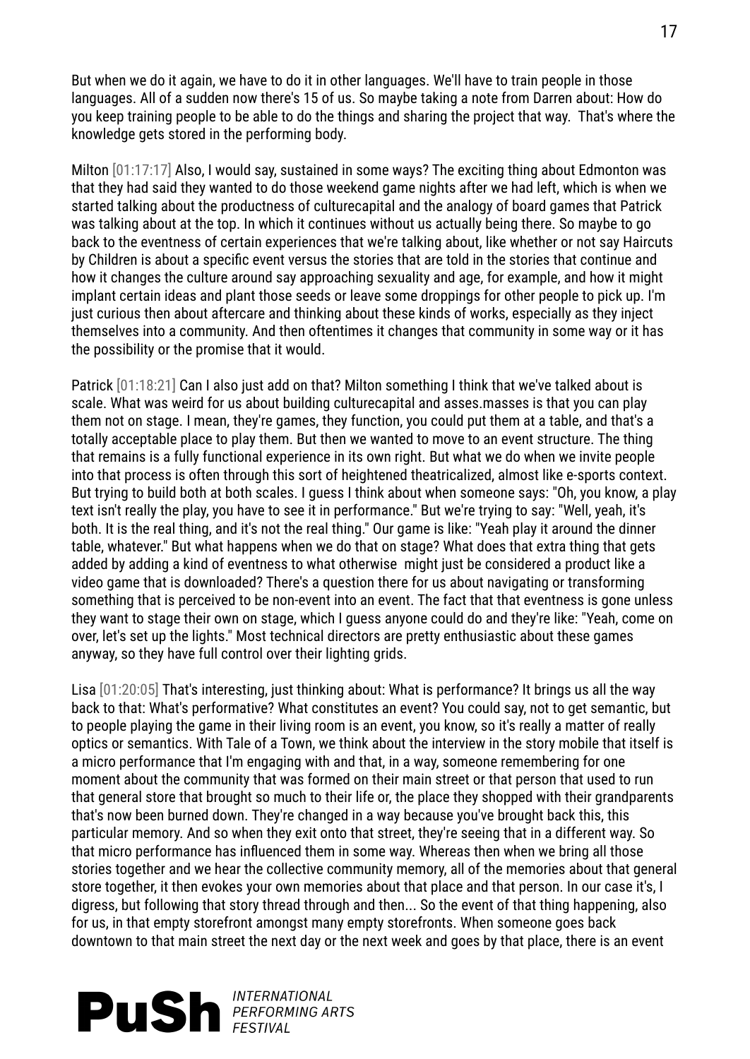But when we do it again, we have to do it in other languages. We'll have to train people in those languages. All of a sudden now there's 15 of us. So maybe taking a note from Darren about: How do you keep training people to be able to do the things and sharing the project that way. That's where the knowledge gets stored in the performing body.

Milton [01:17:17] Also, I would say, sustained in some ways? The exciting thing about Edmonton was that they had said they wanted to do those weekend game nights after we had left, which is when we started talking about the productness of culturecapital and the analogy of board games that Patrick was talking about at the top. In which it continues without us actually being there. So maybe to go back to the eventness of certain experiences that we're talking about, like whether or not say Haircuts by Children is about a specific event versus the stories that are told in the stories that continue and how it changes the culture around say approaching sexuality and age, for example, and how it might implant certain ideas and plant those seeds or leave some droppings for other people to pick up. I'm just curious then about aftercare and thinking about these kinds of works, especially as they inject themselves into a community. And then oftentimes it changes that community in some way or it has the possibility or the promise that it would.

Patrick [01:18:21] Can I also just add on that? Milton something I think that we've talked about is scale. What was weird for us about building culturecapital and asses.masses is that you can play them not on stage. I mean, they're games, they function, you could put them at a table, and that's a totally acceptable place to play them. But then we wanted to move to an event structure. The thing that remains is a fully functional experience in its own right. But what we do when we invite people into that process is often through this sort of heightened theatricalized, almost like e-sports context. But trying to build both at both scales. I guess I think about when someone says: "Oh, you know, a play text isn't really the play, you have to see it in performance." But we're trying to say: "Well, yeah, it's both. It is the real thing, and it's not the real thing." Our game is like: "Yeah play it around the dinner table, whatever." But what happens when we do that on stage? What does that extra thing that gets added by adding a kind of eventness to what otherwise might just be considered a product like a video game that is downloaded? There's a question there for us about navigating or transforming something that is perceived to be non-event into an event. The fact that that eventness is gone unless they want to stage their own on stage, which I guess anyone could do and they're like: "Yeah, come on over, let's set up the lights." Most technical directors are pretty enthusiastic about these games anyway, so they have full control over their lighting grids.

Lisa [01:20:05] That's interesting, just thinking about: What is performance? It brings us all the way back to that: What's performative? What constitutes an event? You could say, not to get semantic, but to people playing the game in their living room is an event, you know, so it's really a matter of really optics or semantics. With Tale of a Town, we think about the interview in the story mobile that itself is a micro performance that I'm engaging with and that, in a way, someone remembering for one moment about the community that was formed on their main street or that person that used to run that general store that brought so much to their life or, the place they shopped with their grandparents that's now been burned down. They're changed in a way because you've brought back this, this particular memory. And so when they exit onto that street, they're seeing that in a different way. So that micro performance has influenced them in some way. Whereas then when we bring all those stories together and we hear the collective community memory, all of the memories about that general store together, it then evokes your own memories about that place and that person. In our case it's, I digress, but following that story thread through and then... So the event of that thing happening, also for us, in that empty storefront amongst many empty storefronts. When someone goes back downtown to that main street the next day or the next week and goes by that place, there is an event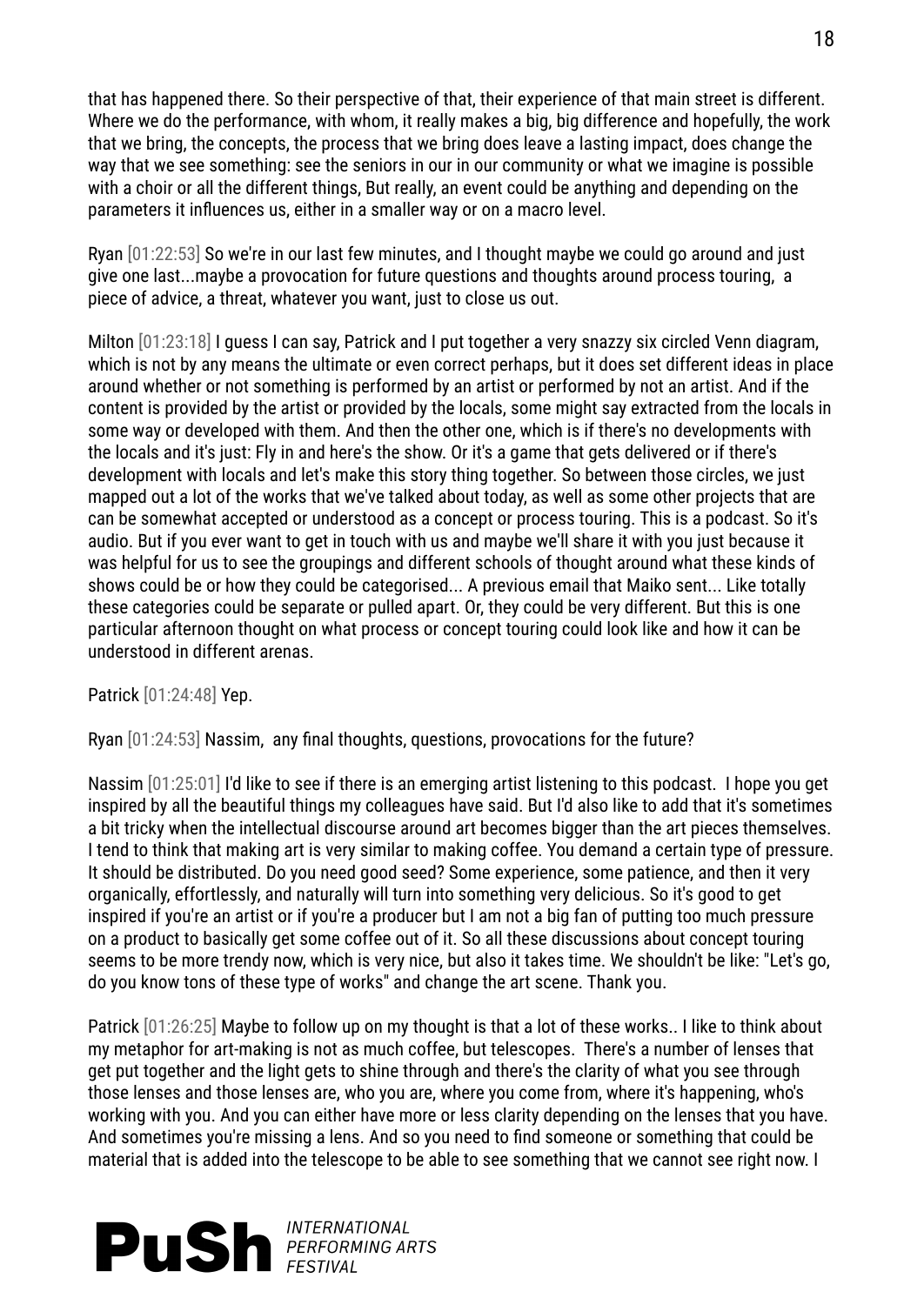that has happened there. So their perspective of that, their experience of that main street is different. Where we do the performance, with whom, it really makes a big, big difference and hopefully, the work that we bring, the concepts, the process that we bring does leave a lasting impact, does change the way that we see something: see the seniors in our in our community or what we imagine is possible with a choir or all the different things, But really, an event could be anything and depending on the parameters it influences us, either in a smaller way or on a macro level.

Ryan [01:22:53] So we're in our last few minutes, and I thought maybe we could go around and just give one last...maybe a provocation for future questions and thoughts around process touring, a piece of advice, a threat, whatever you want, just to close us out.

Milton [01:23:18] I guess I can say, Patrick and I put together a very snazzy six circled Venn diagram, which is not by any means the ultimate or even correct perhaps, but it does set different ideas in place around whether or not something is performed by an artist or performed by not an artist. And if the content is provided by the artist or provided by the locals, some might say extracted from the locals in some way or developed with them. And then the other one, which is if there's no developments with the locals and it's just: Fly in and here's the show. Or it's a game that gets delivered or if there's development with locals and let's make this story thing together. So between those circles, we just mapped out a lot of the works that we've talked about today, as well as some other projects that are can be somewhat accepted or understood as a concept or process touring. This is a podcast. So it's audio. But if you ever want to get in touch with us and maybe we'll share it with you just because it was helpful for us to see the groupings and different schools of thought around what these kinds of shows could be or how they could be categorised... A previous email that Maiko sent... Like totally these categories could be separate or pulled apart. Or, they could be very different. But this is one particular afternoon thought on what process or concept touring could look like and how it can be understood in different arenas.

Patrick [01:24:48] Yep.

Ryan [01:24:53] Nassim, any final thoughts, questions, provocations for the future?

Nassim [01:25:01] I'd like to see if there is an emerging artist listening to this podcast. I hope you get inspired by all the beautiful things my colleagues have said. But I'd also like to add that it's sometimes a bit tricky when the intellectual discourse around art becomes bigger than the art pieces themselves. I tend to think that making art is very similar to making coffee. You demand a certain type of pressure. It should be distributed. Do you need good seed? Some experience, some patience, and then it very organically, effortlessly, and naturally will turn into something very delicious. So it's good to get inspired if you're an artist or if you're a producer but I am not a big fan of putting too much pressure on a product to basically get some coffee out of it. So all these discussions about concept touring seems to be more trendy now, which is very nice, but also it takes time. We shouldn't be like: "Let's go, do you know tons of these type of works" and change the art scene. Thank you.

Patrick [01:26:25] Maybe to follow up on my thought is that a lot of these works.. I like to think about my metaphor for art-making is not as much coffee, but telescopes. There's a number of lenses that get put together and the light gets to shine through and there's the clarity of what you see through those lenses and those lenses are, who you are, where you come from, where it's happening, who's working with you. And you can either have more or less clarity depending on the lenses that you have. And sometimes you're missing a lens. And so you need to find someone or something that could be material that is added into the telescope to be able to see something that we cannot see right now. I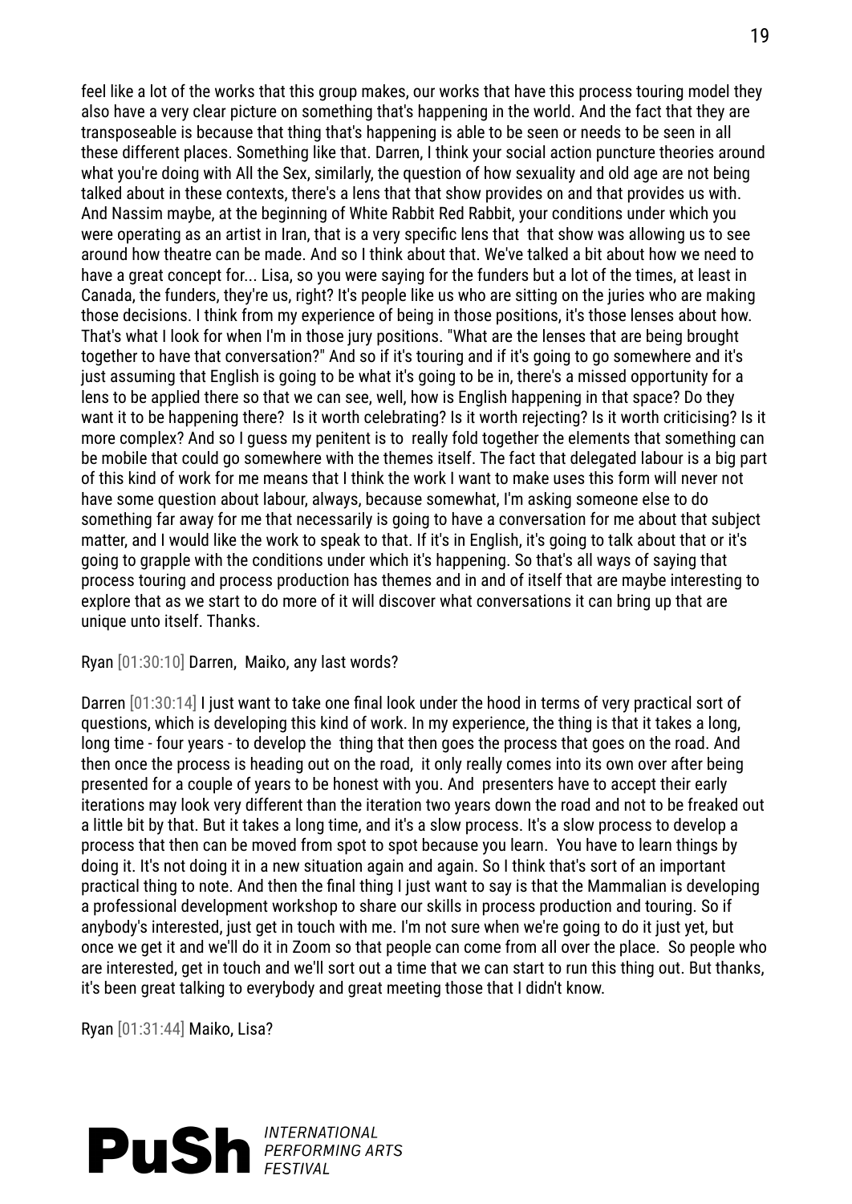feel like a lot of the works that this group makes, our works that have this process touring model they also have a very clear picture on something that's happening in the world. And the fact that they are transposeable is because that thing that's happening is able to be seen or needs to be seen in all these different places. Something like that. Darren, I think your social action puncture theories around what you're doing with All the Sex, similarly, the question of how sexuality and old age are not being talked about in these contexts, there's a lens that that show provides on and that provides us with. And Nassim maybe, at the beginning of White Rabbit Red Rabbit, your conditions under which you were operating as an artist in Iran, that is a very specific lens that that show was allowing us to see around how theatre can be made. And so I think about that. We've talked a bit about how we need to have a great concept for... Lisa, so you were saying for the funders but a lot of the times, at least in Canada, the funders, they're us, right? It's people like us who are sitting on the juries who are making those decisions. I think from my experience of being in those positions, it's those lenses about how. That's what I look for when I'm in those jury positions. "What are the lenses that are being brought together to have that conversation?" And so if it's touring and if it's going to go somewhere and it's just assuming that English is going to be what it's going to be in, there's a missed opportunity for a lens to be applied there so that we can see, well, how is English happening in that space? Do they want it to be happening there? Is it worth celebrating? Is it worth rejecting? Is it worth criticising? Is it more complex? And so I guess my penitent is to really fold together the elements that something can be mobile that could go somewhere with the themes itself. The fact that delegated labour is a big part of this kind of work for me means that I think the work I want to make uses this form will never not have some question about labour, always, because somewhat, I'm asking someone else to do something far away for me that necessarily is going to have a conversation for me about that subject matter, and I would like the work to speak to that. If it's in English, it's going to talk about that or it's going to grapple with the conditions under which it's happening. So that's all ways of saying that process touring and process production has themes and in and of itself that are maybe interesting to explore that as we start to do more of it will discover what conversations it can bring up that are unique unto itself. Thanks.

Ryan [01:30:10] Darren, Maiko, any last words?

Darren [01:30:14] I just want to take one final look under the hood in terms of very practical sort of questions, which is developing this kind of work. In my experience, the thing is that it takes a long, long time - four years - to develop the thing that then goes the process that goes on the road. And then once the process is heading out on the road, it only really comes into its own over after being presented for a couple of years to be honest with you. And presenters have to accept their early iterations may look very different than the iteration two years down the road and not to be freaked out a little bit by that. But it takes a long time, and it's a slow process. It's a slow process to develop a process that then can be moved from spot to spot because you learn. You have to learn things by doing it. It's not doing it in a new situation again and again. So I think that's sort of an important practical thing to note. And then the final thing I just want to say is that the Mammalian is developing a professional development workshop to share our skills in process production and touring. So if anybody's interested, just get in touch with me. I'm not sure when we're going to do it just yet, but once we get it and we'll do it in Zoom so that people can come from all over the place. So people who are interested, get in touch and we'll sort out a time that we can start to run this thing out. But thanks, it's been great talking to everybody and great meeting those that I didn't know.

Ryan [01:31:44] Maiko, Lisa?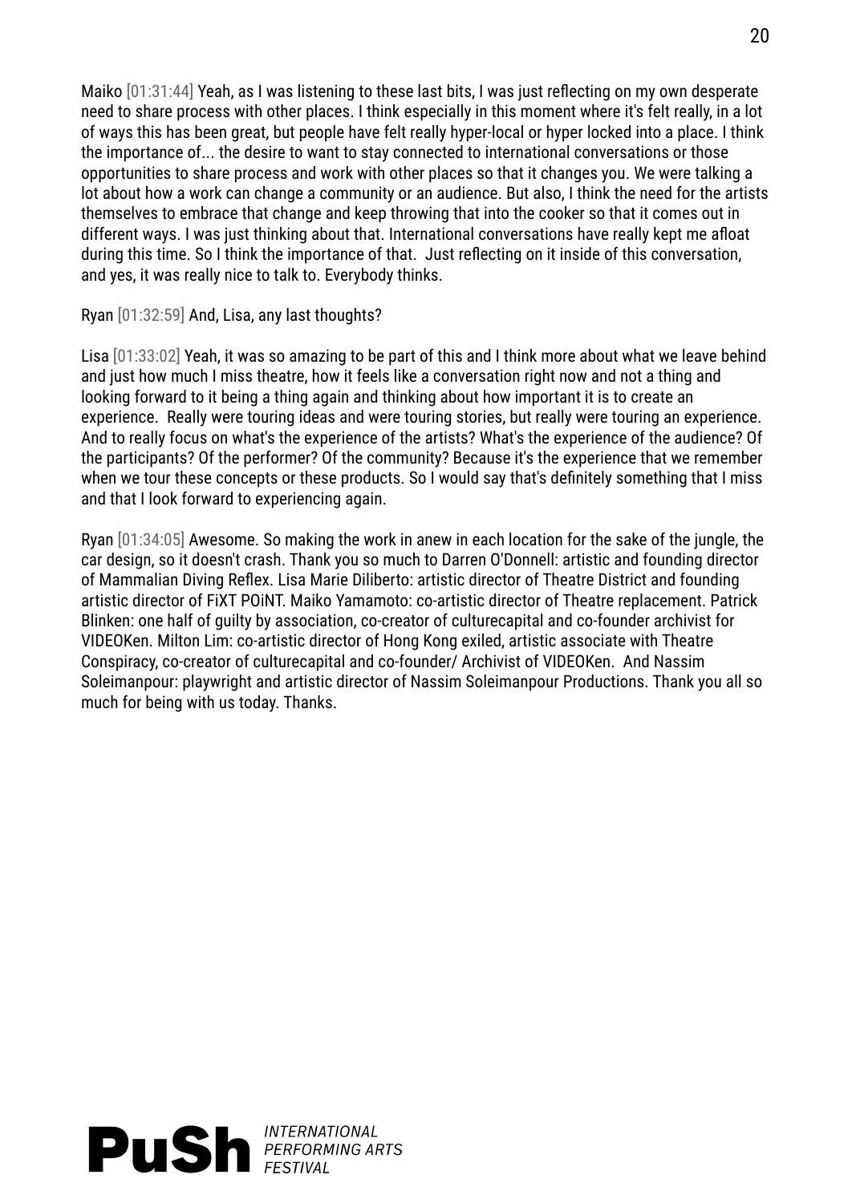Maiko [01:31:44] Yeah, as I was listening to these last bits, I was just reflecting on my own desperate need to share process with other places. I think especially in this moment where it's felt really, in a lot of ways this has been great, but people have felt really hyper-local or hyper locked into a place. I think the importance of... the desire to want to stay connected to international conversations or those opportunities to share process and work with other places so that it changes you. We were talking a lot about how a work can change a community or an audience. But also, I think the need for the artists themselves to embrace that change and keep throwing that into the cooker so that it comes out in different ways. I was just thinking about that. International conversations have really kept me afloat during this time. So I think the importance of that. Just reflecting on it inside of this conversation, and yes, it was really nice to talk to. Everybody thinks.

Ryan [01:32:59] And, Lisa, any last thoughts?

Lisa [01:33:02] Yeah, it was so amazing to be part of this and I think more about what we leave behind and just how much I miss theatre, how it feels like a conversation right now and not a thing and looking forward to it being a thing again and thinking about how important it is to create an experience. Really were touring ideas and were touring stories, but really were touring an experience. And to really focus on what's the experience of the artists? What's the experience of the audience? Of the participants? Of the performer? Of the community? Because it's the experience that we remember when we tour these concepts or these products. So I would say that's definitely something that I miss and that I look forward to experiencing again.

Ryan [01:34:05] Awesome. So making the work in anew in each location for the sake of the jungle, the car design, so it doesn't crash. Thank you so much to Darren O'Donnell: artistic and founding director of Mammalian Diving Reflex. Lisa Marie Diliberto: artistic director of Theatre District and founding artistic director of FiXT POiNT. Maiko Yamamoto: co-artistic director of Theatre replacement. Patrick Blinken: one half of guilty by association, co-creator of culturecapital and co-founder archivist for VIDEOKen. Milton Lim: co-artistic director of Hong Kong exiled, artistic associate with Theatre Conspiracy, co-creator of culturecapital and co-founder/ Archivist of VIDEOKen. And Nassim Soleimanpour: playwright and artistic director of Nassim Soleimanpour Productions. Thank you all so much for being with us today. Thanks.